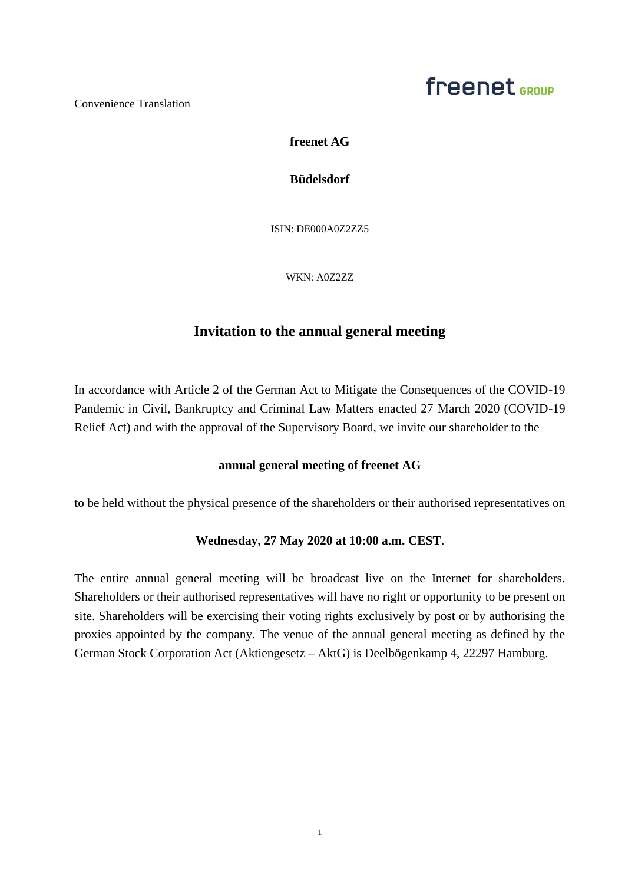Convenience Translation

**freenet AG**

**Büdelsdorf**

ISIN: DE000A0Z2ZZ5

WKN: A0Z2ZZ

# Invitation to the annual general meeting

In accordance with Article 2 of the German Act to Mitigate the Consequences of the COVID-19 Pandemic in Civil, Bankruptcy and Criminal Law Matters enacted 27 March 2020 (COVID-19 Relief Act) and with the approval of the Supervisory Board, we invite our shareholder to the

**annual general meeting of freenet AG**

to be held without the physical presence of the shareholders or their authorised representatives on

**Wednesday, 27 May 2020 at 10:00 a.m. CEST**.

The entire annual general meeting will be broadcast live on the Internet for shareholders. Shareholders or their authorised representatives will have no right or opportunity to be present on site. Shareholders will be exercising their voting rights exclusively by post or by authorising the proxies appointed by the company. The venue of the annual general meeting as defined by the German Stock Corporation Act (Aktiengesetz – AktG) is Deelbögenkamp 4, 22297 Hamburg.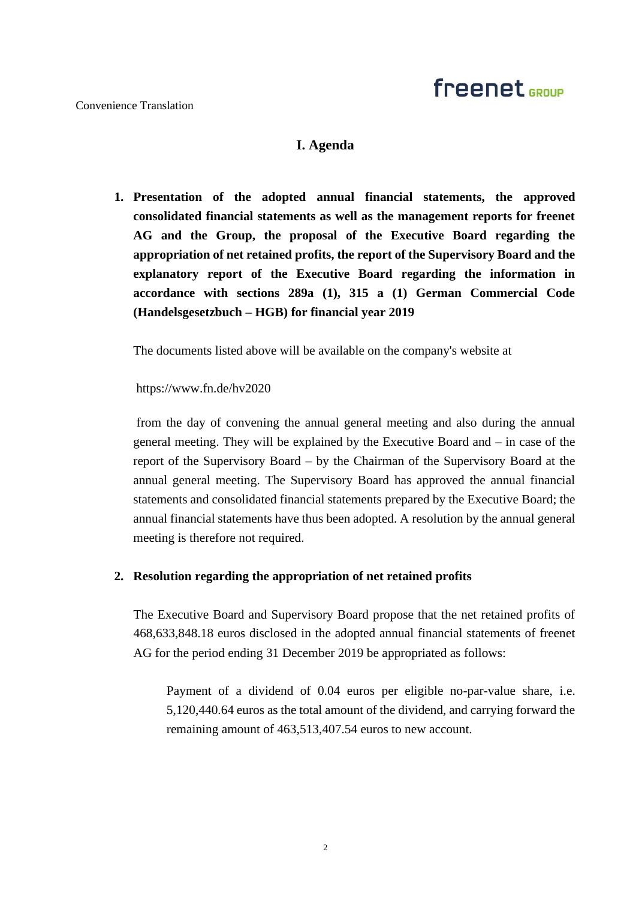Convenience Translation

## I. Agenda

1. **Presentation of the adopted annual financial statements, the approved consolidated financial statements as well as the management reports for freenet AG and the Group, the proposal of the Executive Board regarding the appropriation of net retained profits, the report of the Supervisory Board and the explanatory report of the Executive Board regarding the information in accordance with sections 289a (1), 315 a (1) German Commercial Code (Handelsgesetzbuch – HGB) for financial year 2019**

   The documents listed above will be available on the company's website at

   https://www.fn.de/hv2020

   from the day of convening the annual general meeting and also during the annual general meeting. They will be explained by the Executive Board and – in case of the report of the Supervisory Board – by the Chairman of the Supervisory Board at the annual general meeting. The Supervisory Board has approved the annual financial statements and consolidated financial statements prepared by the Executive Board; the annual financial statements have thus been adopted. A resolution by the annual general meeting is therefore not required.

2. **Resolution regarding the appropriation of net retained profits**

   The Executive Board and Supervisory Board propose that the net retained profits of 468,633,848.18 euros disclosed in the adopted annual financial statements of freenet AG for the period ending 31 December 2019 be appropriated as follows:

   > Payment of a dividend of 0.04 euros per eligible no-par-value share, i.e. 5,120,440.64 euros as the total amount of the dividend, and carrying forward the remaining amount of 463,513,407.54 euros to new account.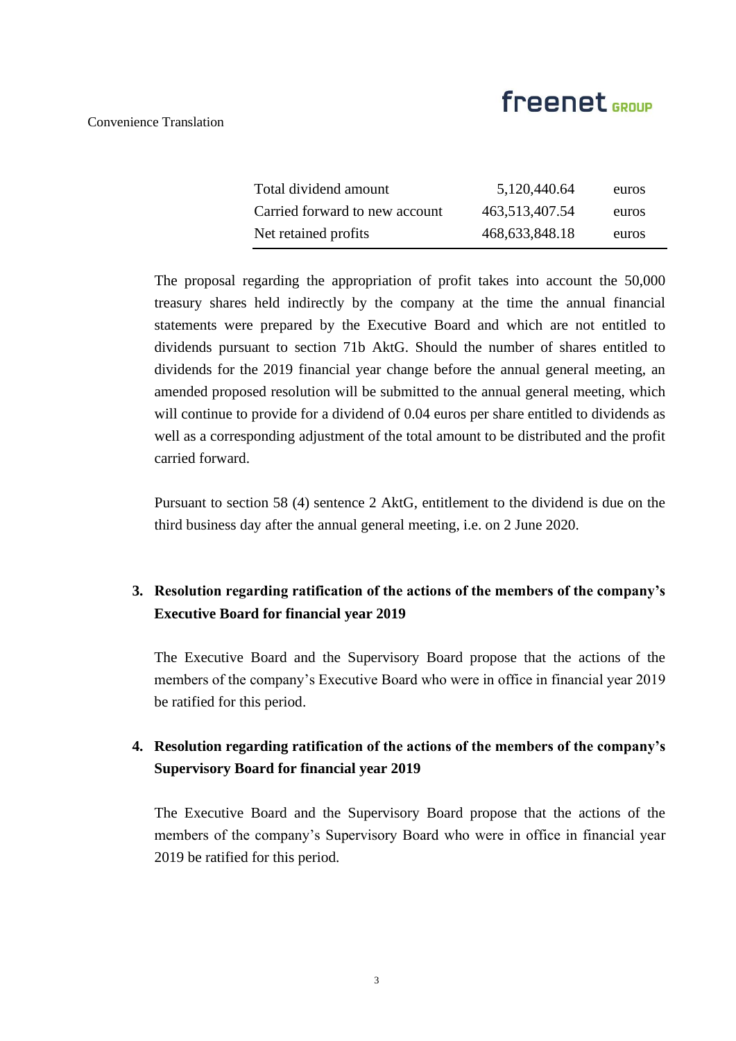Convenience Translation

| | | |
|---|---|---|
| Total dividend amount | 5,120,440.64 | euros |
| Carried forward to new account | 463,513,407.54 | euros |
| Net retained profits | 468,633,848.18 | euros |

The proposal regarding the appropriation of profit takes into account the 50,000 treasury shares held indirectly by the company at the time the annual financial statements were prepared by the Executive Board and which are not entitled to dividends pursuant to section 71b AktG. Should the number of shares entitled to dividends for the 2019 financial year change before the annual general meeting, an amended proposed resolution will be submitted to the annual general meeting, which will continue to provide for a dividend of 0.04 euros per share entitled to dividends as well as a corresponding adjustment of the total amount to be distributed and the profit carried forward.

Pursuant to section 58 (4) sentence 2 AktG, entitlement to the dividend is due on the third business day after the annual general meeting, i.e. on 2 June 2020.

## 3. Resolution regarding ratification of the actions of the members of the company's Executive Board for financial year 2019

The Executive Board and the Supervisory Board propose that the actions of the members of the company's Executive Board who were in office in financial year 2019 be ratified for this period.

## 4. Resolution regarding ratification of the actions of the members of the company's Supervisory Board for financial year 2019

The Executive Board and the Supervisory Board propose that the actions of the members of the company's Supervisory Board who were in office in financial year 2019 be ratified for this period.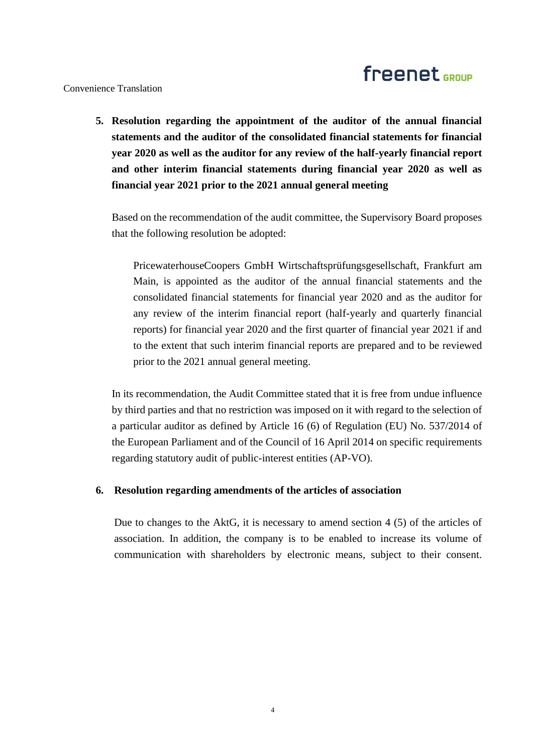Convenience Translation

**5. Resolution regarding the appointment of the auditor of the annual financial statements and the auditor of the consolidated financial statements for financial year 2020 as well as the auditor for any review of the half-yearly financial report and other interim financial statements during financial year 2020 as well as financial year 2021 prior to the 2021 annual general meeting**

Based on the recommendation of the audit committee, the Supervisory Board proposes that the following resolution be adopted:

> PricewaterhouseCoopers GmbH Wirtschaftsprüfungsgesellschaft, Frankfurt am Main, is appointed as the auditor of the annual financial statements and the consolidated financial statements for financial year 2020 and as the auditor for any review of the interim financial report (half-yearly and quarterly financial reports) for financial year 2020 and the first quarter of financial year 2021 if and to the extent that such interim financial reports are prepared and to be reviewed prior to the 2021 annual general meeting.

In its recommendation, the Audit Committee stated that it is free from undue influence by third parties and that no restriction was imposed on it with regard to the selection of a particular auditor as defined by Article 16 (6) of Regulation (EU) No. 537/2014 of the European Parliament and of the Council of 16 April 2014 on specific requirements regarding statutory audit of public-interest entities (AP-VO).

**6. Resolution regarding amendments of the articles of association**

Due to changes to the AktG, it is necessary to amend section 4 (5) of the articles of association. In addition, the company is to be enabled to increase its volume of communication with shareholders by electronic means, subject to their consent.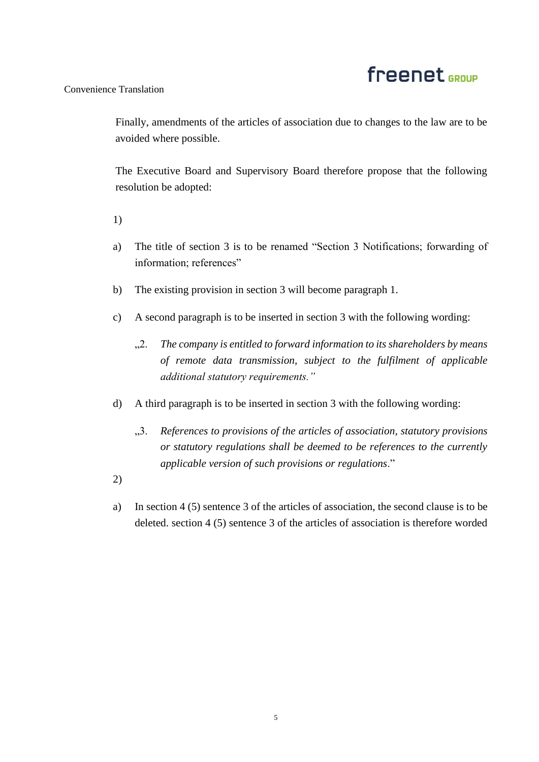Finally, amendments of the articles of association due to changes to the law are to be avoided where possible.

The Executive Board and Supervisory Board therefore propose that the following resolution be adopted:

1)

a) The title of section 3 is to be renamed “Section 3 Notifications; forwarding of information; references”

b) The existing provision in section 3 will become paragraph 1.

c) A second paragraph is to be inserted in section 3 with the following wording:

> „2. *The company is entitled to forward information to its shareholders by means of remote data transmission, subject to the fulfilment of applicable additional statutory requirements.”*

d) A third paragraph is to be inserted in section 3 with the following wording:

> „3. *References to provisions of the articles of association, statutory provisions or statutory regulations shall be deemed to be references to the currently applicable version of such provisions or regulations*.”

2)

a) In section 4 (5) sentence 3 of the articles of association, the second clause is to be deleted. section 4 (5) sentence 3 of the articles of association is therefore worded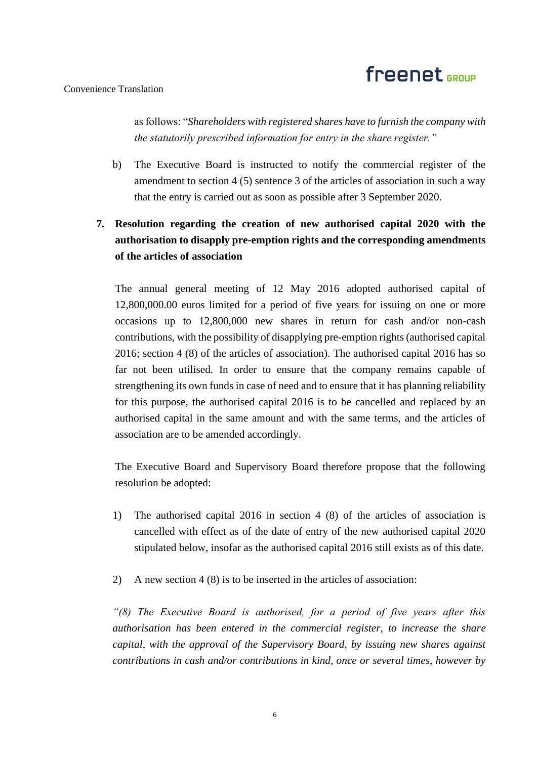as follows: "*Shareholders with registered shares have to furnish the company with the statutorily prescribed information for entry in the share register.*"

b) The Executive Board is instructed to notify the commercial register of the amendment to section 4 (5) sentence 3 of the articles of association in such a way that the entry is carried out as soon as possible after 3 September 2020.

## 7. Resolution regarding the creation of new authorised capital 2020 with the authorisation to disapply pre-emption rights and the corresponding amendments of the articles of association

The annual general meeting of 12 May 2016 adopted authorised capital of 12,800,000.00 euros limited for a period of five years for issuing on one or more occasions up to 12,800,000 new shares in return for cash and/or non-cash contributions, with the possibility of disapplying pre-emption rights (authorised capital 2016; section 4 (8) of the articles of association). The authorised capital 2016 has so far not been utilised. In order to ensure that the company remains capable of strengthening its own funds in case of need and to ensure that it has planning reliability for this purpose, the authorised capital 2016 is to be cancelled and replaced by an authorised capital in the same amount and with the same terms, and the articles of association are to be amended accordingly.

The Executive Board and Supervisory Board therefore propose that the following resolution be adopted:

1) The authorised capital 2016 in section 4 (8) of the articles of association is cancelled with effect as of the date of entry of the new authorised capital 2020 stipulated below, insofar as the authorised capital 2016 still exists as of this date.

2) A new section 4 (8) is to be inserted in the articles of association:

*"(8) The Executive Board is authorised, for a period of five years after this authorisation has been entered in the commercial register, to increase the share capital, with the approval of the Supervisory Board, by issuing new shares against contributions in cash and/or contributions in kind, once or several times, however by*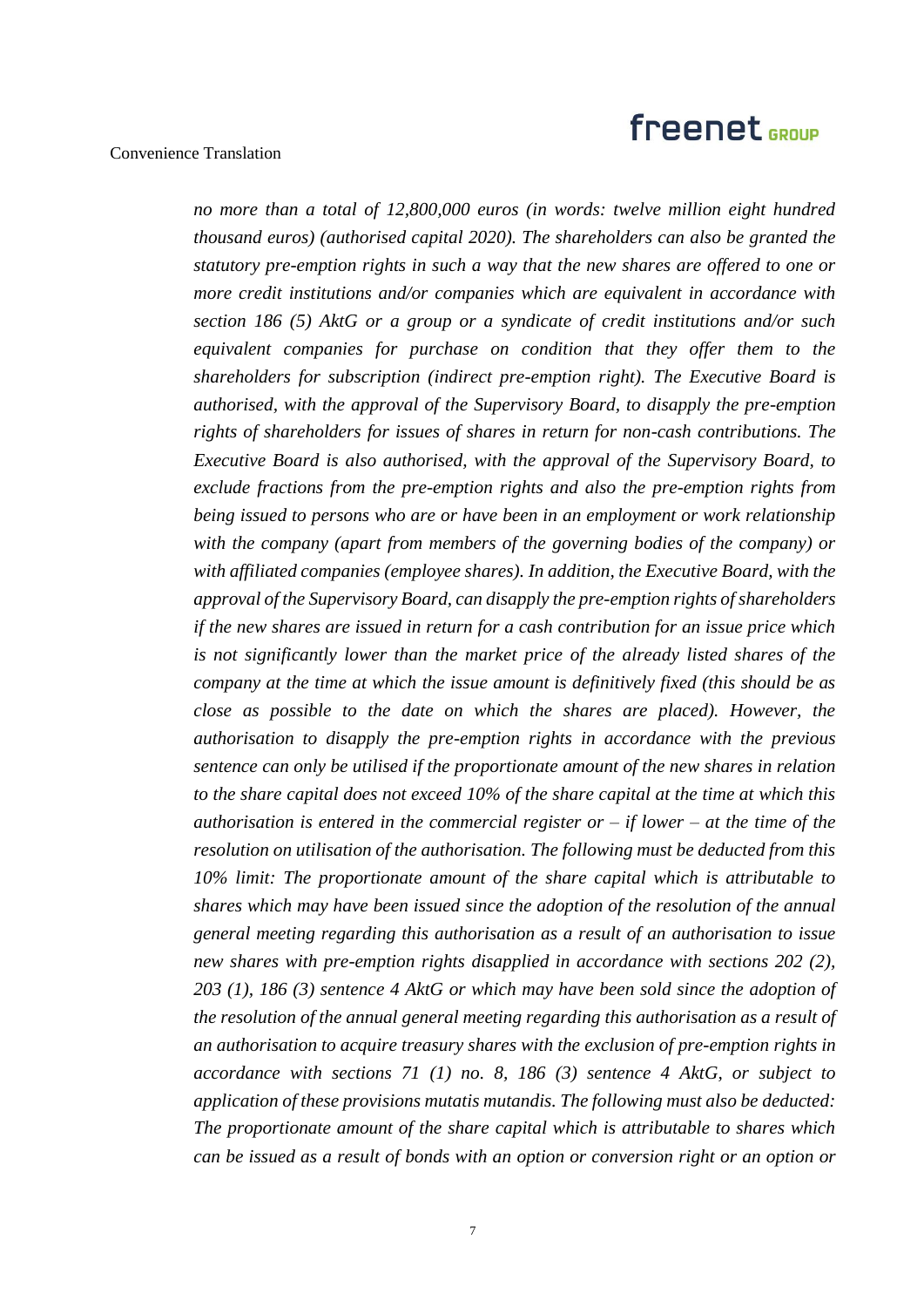*no more than a total of 12,800,000 euros (in words: twelve million eight hundred thousand euros) (authorised capital 2020). The shareholders can also be granted the statutory pre-emption rights in such a way that the new shares are offered to one or more credit institutions and/or companies which are equivalent in accordance with section 186 (5) AktG or a group or a syndicate of credit institutions and/or such equivalent companies for purchase on condition that they offer them to the shareholders for subscription (indirect pre-emption right). The Executive Board is authorised, with the approval of the Supervisory Board, to disapply the pre-emption rights of shareholders for issues of shares in return for non-cash contributions. The Executive Board is also authorised, with the approval of the Supervisory Board, to exclude fractions from the pre-emption rights and also the pre-emption rights from being issued to persons who are or have been in an employment or work relationship with the company (apart from members of the governing bodies of the company) or with affiliated companies (employee shares). In addition, the Executive Board, with the approval of the Supervisory Board, can disapply the pre-emption rights of shareholders if the new shares are issued in return for a cash contribution for an issue price which is not significantly lower than the market price of the already listed shares of the company at the time at which the issue amount is definitively fixed (this should be as close as possible to the date on which the shares are placed). However, the authorisation to disapply the pre-emption rights in accordance with the previous sentence can only be utilised if the proportionate amount of the new shares in relation to the share capital does not exceed 10% of the share capital at the time at which this authorisation is entered in the commercial register or – if lower – at the time of the resolution on utilisation of the authorisation. The following must be deducted from this 10% limit: The proportionate amount of the share capital which is attributable to shares which may have been issued since the adoption of the resolution of the annual general meeting regarding this authorisation as a result of an authorisation to issue new shares with pre-emption rights disapplied in accordance with sections 202 (2), 203 (1), 186 (3) sentence 4 AktG or which may have been sold since the adoption of the resolution of the annual general meeting regarding this authorisation as a result of an authorisation to acquire treasury shares with the exclusion of pre-emption rights in accordance with sections 71 (1) no. 8, 186 (3) sentence 4 AktG, or subject to application of these provisions mutatis mutandis. The following must also be deducted: The proportionate amount of the share capital which is attributable to shares which can be issued as a result of bonds with an option or conversion right or an option or*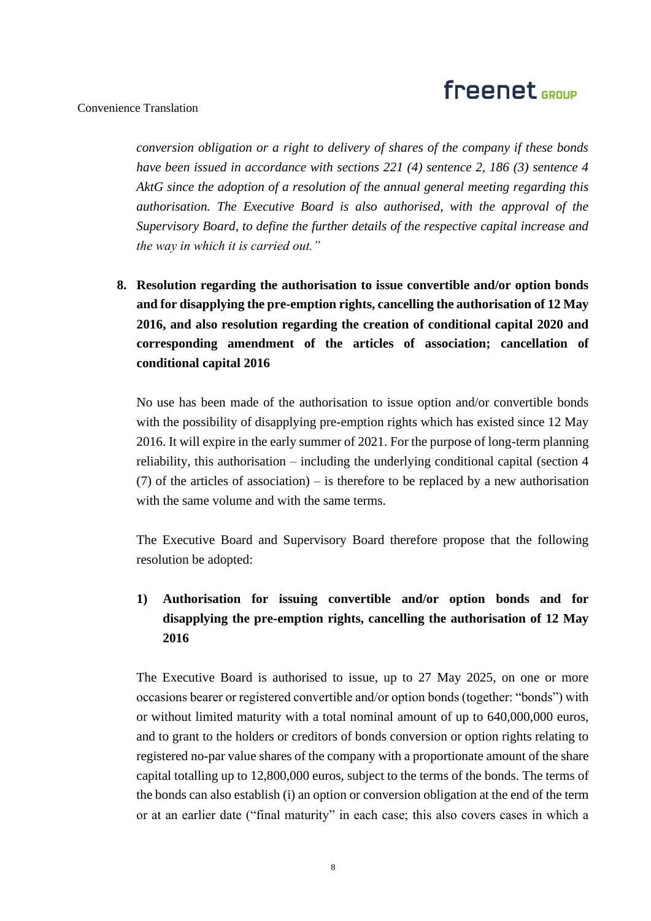*conversion obligation or a right to delivery of shares of the company if these bonds have been issued in accordance with sections 221 (4) sentence 2, 186 (3) sentence 4 AktG since the adoption of a resolution of the annual general meeting regarding this authorisation. The Executive Board is also authorised, with the approval of the Supervisory Board, to define the further details of the respective capital increase and the way in which it is carried out."*

**8. Resolution regarding the authorisation to issue convertible and/or option bonds and for disapplying the pre-emption rights, cancelling the authorisation of 12 May 2016, and also resolution regarding the creation of conditional capital 2020 and corresponding amendment of the articles of association; cancellation of conditional capital 2016**

No use has been made of the authorisation to issue option and/or convertible bonds with the possibility of disapplying pre-emption rights which has existed since 12 May 2016. It will expire in the early summer of 2021. For the purpose of long-term planning reliability, this authorisation – including the underlying conditional capital (section 4 (7) of the articles of association) – is therefore to be replaced by a new authorisation with the same volume and with the same terms.

The Executive Board and Supervisory Board therefore propose that the following resolution be adopted:

**1) Authorisation for issuing convertible and/or option bonds and for disapplying the pre-emption rights, cancelling the authorisation of 12 May 2016**

The Executive Board is authorised to issue, up to 27 May 2025, on one or more occasions bearer or registered convertible and/or option bonds (together: "bonds") with or without limited maturity with a total nominal amount of up to 640,000,000 euros, and to grant to the holders or creditors of bonds conversion or option rights relating to registered no-par value shares of the company with a proportionate amount of the share capital totalling up to 12,800,000 euros, subject to the terms of the bonds. The terms of the bonds can also establish (i) an option or conversion obligation at the end of the term or at an earlier date ("final maturity" in each case; this also covers cases in which a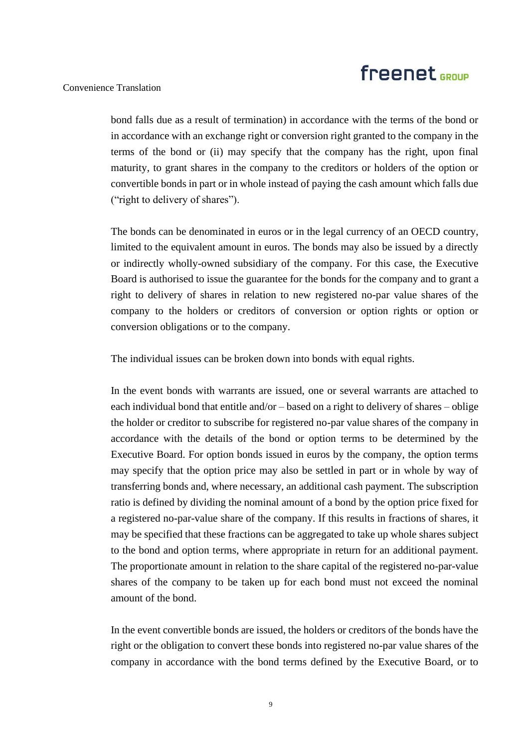bond falls due as a result of termination) in accordance with the terms of the bond or in accordance with an exchange right or conversion right granted to the company in the terms of the bond or (ii) may specify that the company has the right, upon final maturity, to grant shares in the company to the creditors or holders of the option or convertible bonds in part or in whole instead of paying the cash amount which falls due ("right to delivery of shares").

The bonds can be denominated in euros or in the legal currency of an OECD country, limited to the equivalent amount in euros. The bonds may also be issued by a directly or indirectly wholly-owned subsidiary of the company. For this case, the Executive Board is authorised to issue the guarantee for the bonds for the company and to grant a right to delivery of shares in relation to new registered no-par value shares of the company to the holders or creditors of conversion or option rights or option or conversion obligations or to the company.

The individual issues can be broken down into bonds with equal rights.

In the event bonds with warrants are issued, one or several warrants are attached to each individual bond that entitle and/or – based on a right to delivery of shares – oblige the holder or creditor to subscribe for registered no-par value shares of the company in accordance with the details of the bond or option terms to be determined by the Executive Board. For option bonds issued in euros by the company, the option terms may specify that the option price may also be settled in part or in whole by way of transferring bonds and, where necessary, an additional cash payment. The subscription ratio is defined by dividing the nominal amount of a bond by the option price fixed for a registered no-par-value share of the company. If this results in fractions of shares, it may be specified that these fractions can be aggregated to take up whole shares subject to the bond and option terms, where appropriate in return for an additional payment. The proportionate amount in relation to the share capital of the registered no-par-value shares of the company to be taken up for each bond must not exceed the nominal amount of the bond.

In the event convertible bonds are issued, the holders or creditors of the bonds have the right or the obligation to convert these bonds into registered no-par value shares of the company in accordance with the bond terms defined by the Executive Board, or to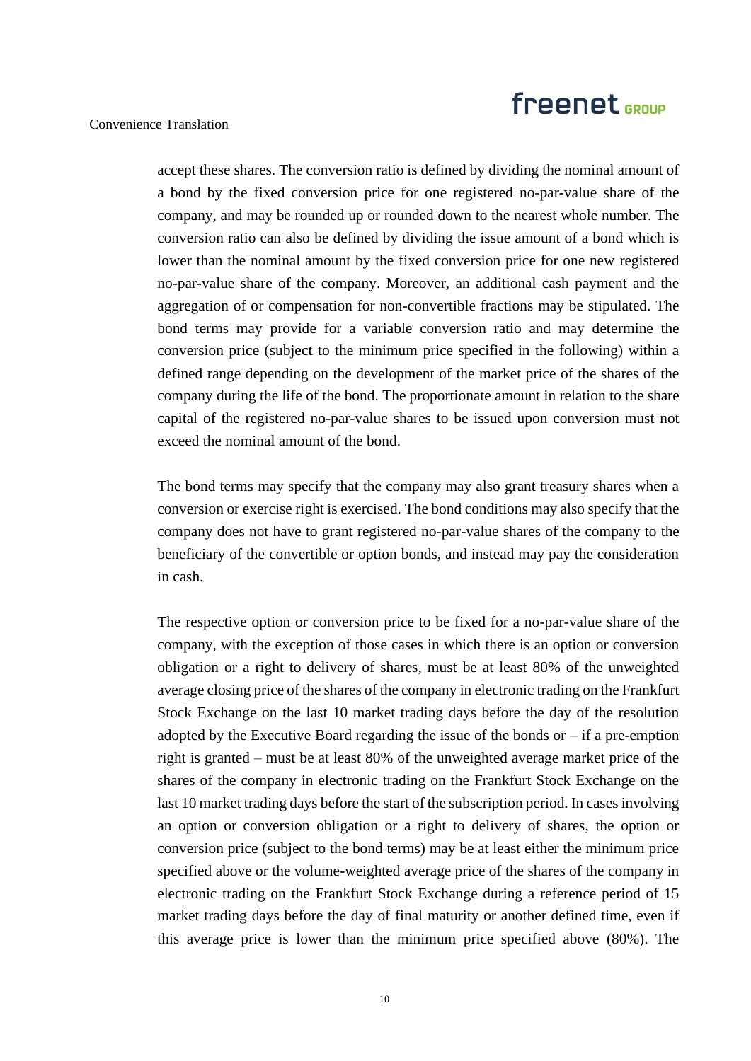accept these shares. The conversion ratio is defined by dividing the nominal amount of a bond by the fixed conversion price for one registered no-par-value share of the company, and may be rounded up or rounded down to the nearest whole number. The conversion ratio can also be defined by dividing the issue amount of a bond which is lower than the nominal amount by the fixed conversion price for one new registered no-par-value share of the company. Moreover, an additional cash payment and the aggregation of or compensation for non-convertible fractions may be stipulated. The bond terms may provide for a variable conversion ratio and may determine the conversion price (subject to the minimum price specified in the following) within a defined range depending on the development of the market price of the shares of the company during the life of the bond. The proportionate amount in relation to the share capital of the registered no-par-value shares to be issued upon conversion must not exceed the nominal amount of the bond.

The bond terms may specify that the company may also grant treasury shares when a conversion or exercise right is exercised. The bond conditions may also specify that the company does not have to grant registered no-par-value shares of the company to the beneficiary of the convertible or option bonds, and instead may pay the consideration in cash.

The respective option or conversion price to be fixed for a no-par-value share of the company, with the exception of those cases in which there is an option or conversion obligation or a right to delivery of shares, must be at least 80% of the unweighted average closing price of the shares of the company in electronic trading on the Frankfurt Stock Exchange on the last 10 market trading days before the day of the resolution adopted by the Executive Board regarding the issue of the bonds or – if a pre-emption right is granted – must be at least 80% of the unweighted average market price of the shares of the company in electronic trading on the Frankfurt Stock Exchange on the last 10 market trading days before the start of the subscription period. In cases involving an option or conversion obligation or a right to delivery of shares, the option or conversion price (subject to the bond terms) may be at least either the minimum price specified above or the volume-weighted average price of the shares of the company in electronic trading on the Frankfurt Stock Exchange during a reference period of 15 market trading days before the day of final maturity or another defined time, even if this average price is lower than the minimum price specified above (80%). The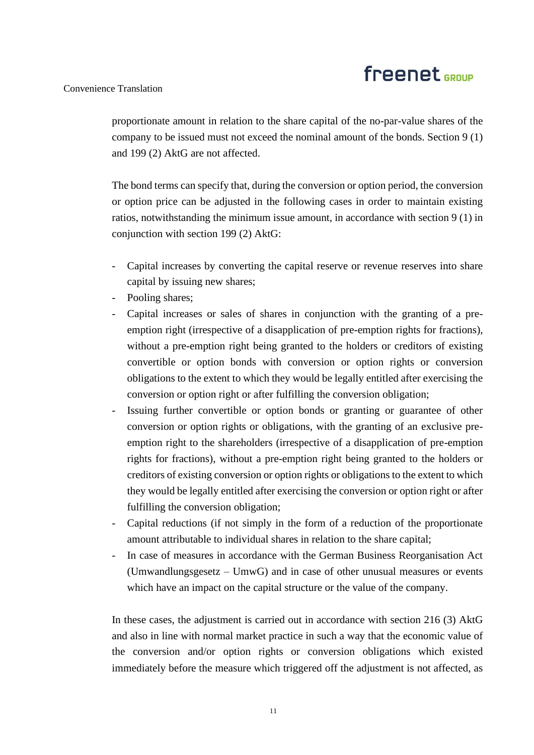proportionate amount in relation to the share capital of the no-par-value shares of the company to be issued must not exceed the nominal amount of the bonds. Section 9 (1) and 199 (2) AktG are not affected.

The bond terms can specify that, during the conversion or option period, the conversion or option price can be adjusted in the following cases in order to maintain existing ratios, notwithstanding the minimum issue amount, in accordance with section 9 (1) in conjunction with section 199 (2) AktG:

- Capital increases by converting the capital reserve or revenue reserves into share capital by issuing new shares;
- Pooling shares;
- Capital increases or sales of shares in conjunction with the granting of a pre-emption right (irrespective of a disapplication of pre-emption rights for fractions), without a pre-emption right being granted to the holders or creditors of existing convertible or option bonds with conversion or option rights or conversion obligations to the extent to which they would be legally entitled after exercising the conversion or option right or after fulfilling the conversion obligation;
- Issuing further convertible or option bonds or granting or guarantee of other conversion or option rights or obligations, with the granting of an exclusive pre-emption right to the shareholders (irrespective of a disapplication of pre-emption rights for fractions), without a pre-emption right being granted to the holders or creditors of existing conversion or option rights or obligations to the extent to which they would be legally entitled after exercising the conversion or option right or after fulfilling the conversion obligation;
- Capital reductions (if not simply in the form of a reduction of the proportionate amount attributable to individual shares in relation to the share capital;
- In case of measures in accordance with the German Business Reorganisation Act (Umwandlungsgesetz – UmwG) and in case of other unusual measures or events which have an impact on the capital structure or the value of the company.

In these cases, the adjustment is carried out in accordance with section 216 (3) AktG and also in line with normal market practice in such a way that the economic value of the conversion and/or option rights or conversion obligations which existed immediately before the measure which triggered off the adjustment is not affected, as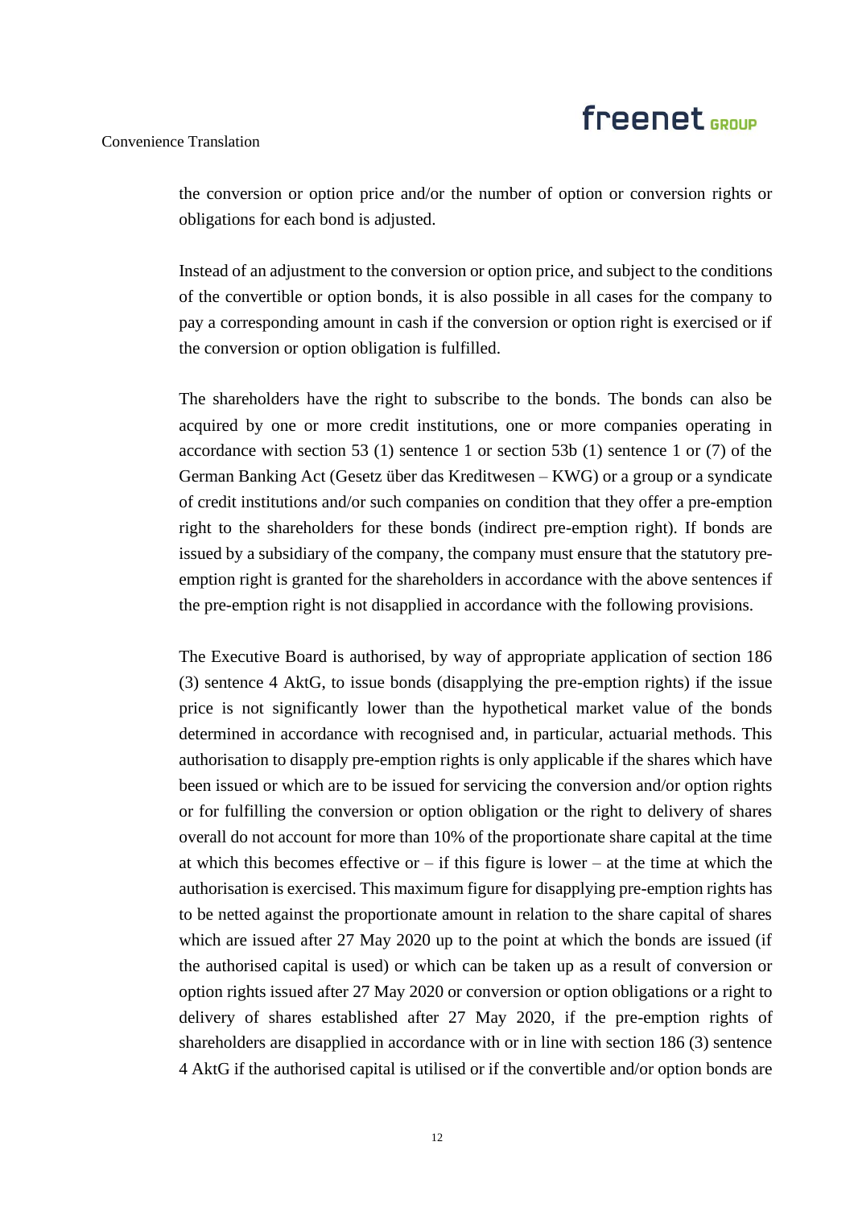the conversion or option price and/or the number of option or conversion rights or obligations for each bond is adjusted.

Instead of an adjustment to the conversion or option price, and subject to the conditions of the convertible or option bonds, it is also possible in all cases for the company to pay a corresponding amount in cash if the conversion or option right is exercised or if the conversion or option obligation is fulfilled.

The shareholders have the right to subscribe to the bonds. The bonds can also be acquired by one or more credit institutions, one or more companies operating in accordance with section 53 (1) sentence 1 or section 53b (1) sentence 1 or (7) of the German Banking Act (Gesetz über das Kreditwesen – KWG) or a group or a syndicate of credit institutions and/or such companies on condition that they offer a pre-emption right to the shareholders for these bonds (indirect pre-emption right). If bonds are issued by a subsidiary of the company, the company must ensure that the statutory pre-emption right is granted for the shareholders in accordance with the above sentences if the pre-emption right is not disapplied in accordance with the following provisions.

The Executive Board is authorised, by way of appropriate application of section 186 (3) sentence 4 AktG, to issue bonds (disapplying the pre-emption rights) if the issue price is not significantly lower than the hypothetical market value of the bonds determined in accordance with recognised and, in particular, actuarial methods. This authorisation to disapply pre-emption rights is only applicable if the shares which have been issued or which are to be issued for servicing the conversion and/or option rights or for fulfilling the conversion or option obligation or the right to delivery of shares overall do not account for more than 10% of the proportionate share capital at the time at which this becomes effective or – if this figure is lower – at the time at which the authorisation is exercised. This maximum figure for disapplying pre-emption rights has to be netted against the proportionate amount in relation to the share capital of shares which are issued after 27 May 2020 up to the point at which the bonds are issued (if the authorised capital is used) or which can be taken up as a result of conversion or option rights issued after 27 May 2020 or conversion or option obligations or a right to delivery of shares established after 27 May 2020, if the pre-emption rights of shareholders are disapplied in accordance with or in line with section 186 (3) sentence 4 AktG if the authorised capital is utilised or if the convertible and/or option bonds are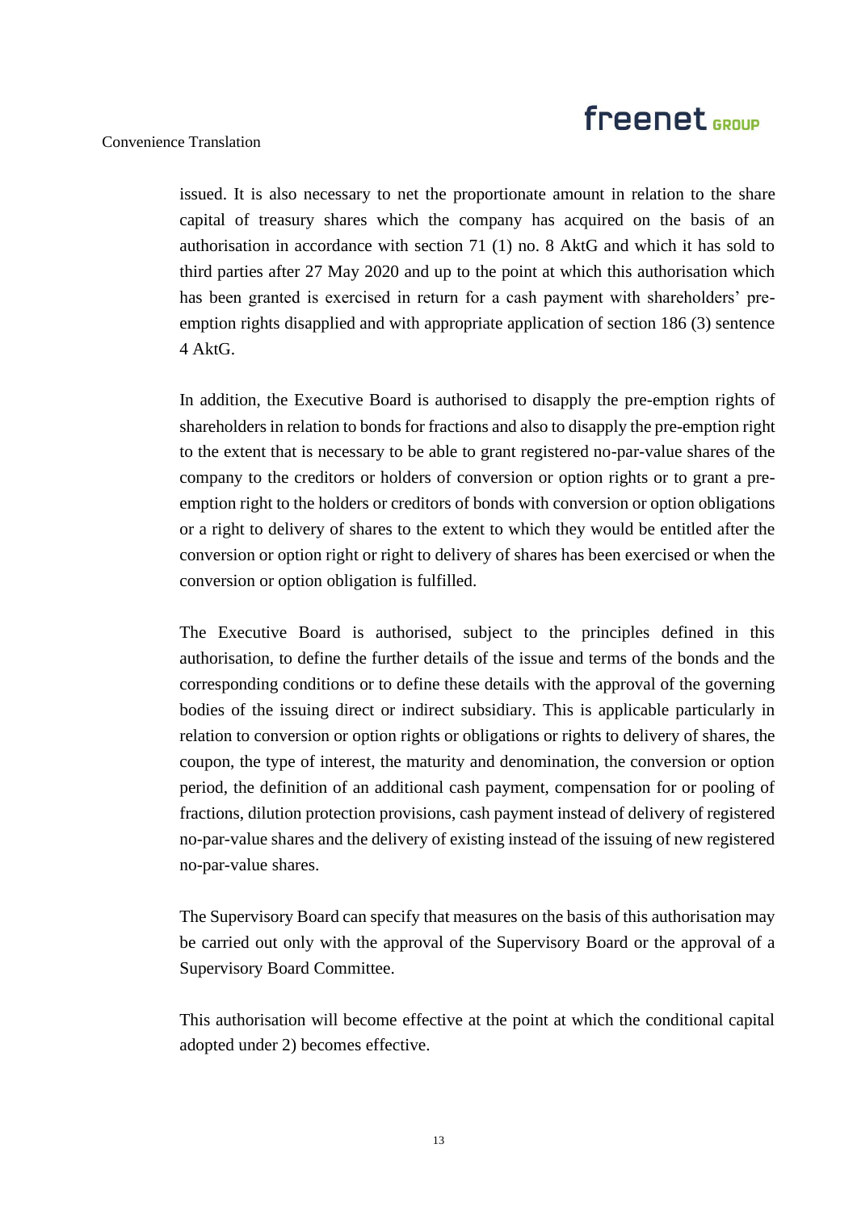issued. It is also necessary to net the proportionate amount in relation to the share capital of treasury shares which the company has acquired on the basis of an authorisation in accordance with section 71 (1) no. 8 AktG and which it has sold to third parties after 27 May 2020 and up to the point at which this authorisation which has been granted is exercised in return for a cash payment with shareholders' pre-emption rights disapplied and with appropriate application of section 186 (3) sentence 4 AktG.

In addition, the Executive Board is authorised to disapply the pre-emption rights of shareholders in relation to bonds for fractions and also to disapply the pre-emption right to the extent that is necessary to be able to grant registered no-par-value shares of the company to the creditors or holders of conversion or option rights or to grant a pre-emption right to the holders or creditors of bonds with conversion or option obligations or a right to delivery of shares to the extent to which they would be entitled after the conversion or option right or right to delivery of shares has been exercised or when the conversion or option obligation is fulfilled.

The Executive Board is authorised, subject to the principles defined in this authorisation, to define the further details of the issue and terms of the bonds and the corresponding conditions or to define these details with the approval of the governing bodies of the issuing direct or indirect subsidiary. This is applicable particularly in relation to conversion or option rights or obligations or rights to delivery of shares, the coupon, the type of interest, the maturity and denomination, the conversion or option period, the definition of an additional cash payment, compensation for or pooling of fractions, dilution protection provisions, cash payment instead of delivery of registered no-par-value shares and the delivery of existing instead of the issuing of new registered no-par-value shares.

The Supervisory Board can specify that measures on the basis of this authorisation may be carried out only with the approval of the Supervisory Board or the approval of a Supervisory Board Committee.

This authorisation will become effective at the point at which the conditional capital adopted under 2) becomes effective.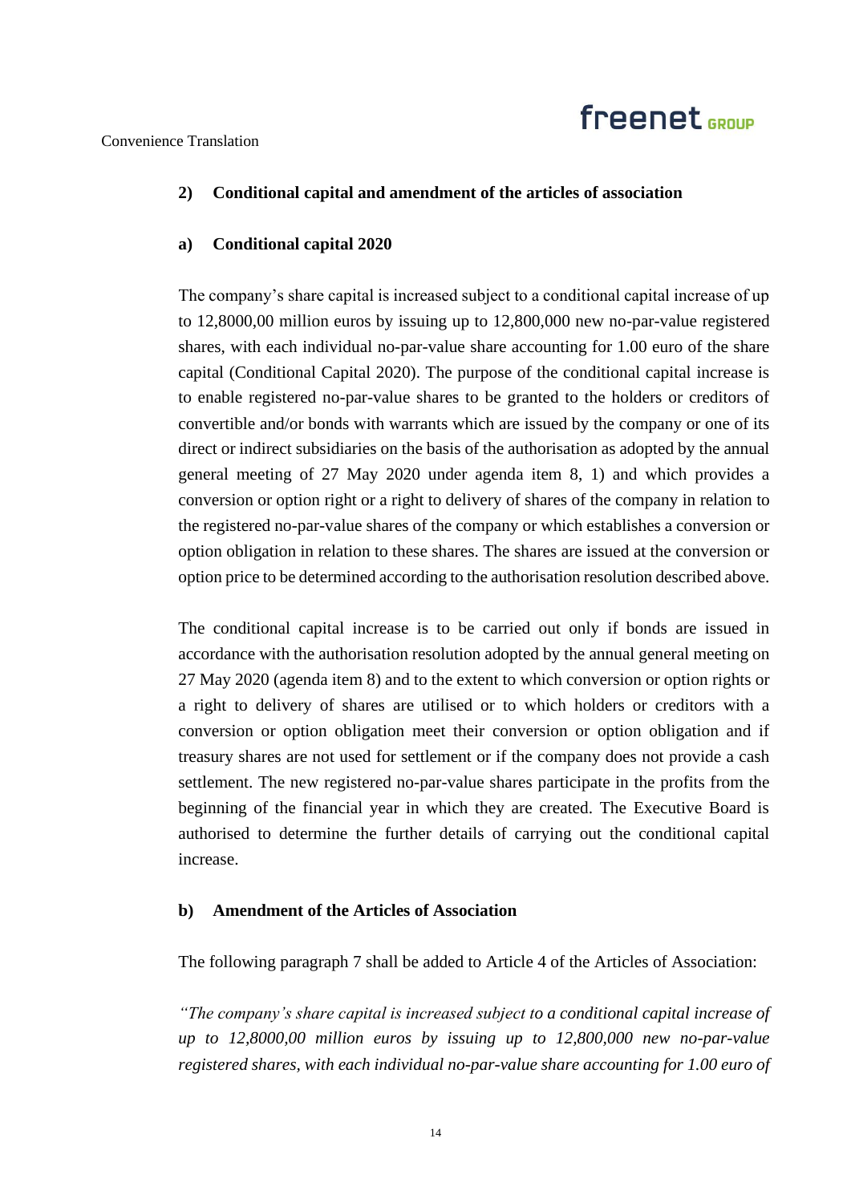Convenience Translation

## 2) Conditional capital and amendment of the articles of association

### a) Conditional capital 2020

The company's share capital is increased subject to a conditional capital increase of up to 12,8000,00 million euros by issuing up to 12,800,000 new no-par-value registered shares, with each individual no-par-value share accounting for 1.00 euro of the share capital (Conditional Capital 2020). The purpose of the conditional capital increase is to enable registered no-par-value shares to be granted to the holders or creditors of convertible and/or bonds with warrants which are issued by the company or one of its direct or indirect subsidiaries on the basis of the authorisation as adopted by the annual general meeting of 27 May 2020 under agenda item 8, 1) and which provides a conversion or option right or a right to delivery of shares of the company in relation to the registered no-par-value shares of the company or which establishes a conversion or option obligation in relation to these shares. The shares are issued at the conversion or option price to be determined according to the authorisation resolution described above.

The conditional capital increase is to be carried out only if bonds are issued in accordance with the authorisation resolution adopted by the annual general meeting on 27 May 2020 (agenda item 8) and to the extent to which conversion or option rights or a right to delivery of shares are utilised or to which holders or creditors with a conversion or option obligation meet their conversion or option obligation and if treasury shares are not used for settlement or if the company does not provide a cash settlement. The new registered no-par-value shares participate in the profits from the beginning of the financial year in which they are created. The Executive Board is authorised to determine the further details of carrying out the conditional capital increase.

### b) Amendment of the Articles of Association

The following paragraph 7 shall be added to Article 4 of the Articles of Association:

*"The company's share capital is increased subject to a conditional capital increase of up to 12,8000,00 million euros by issuing up to 12,800,000 new no-par-value registered shares, with each individual no-par-value share accounting for 1.00 euro of*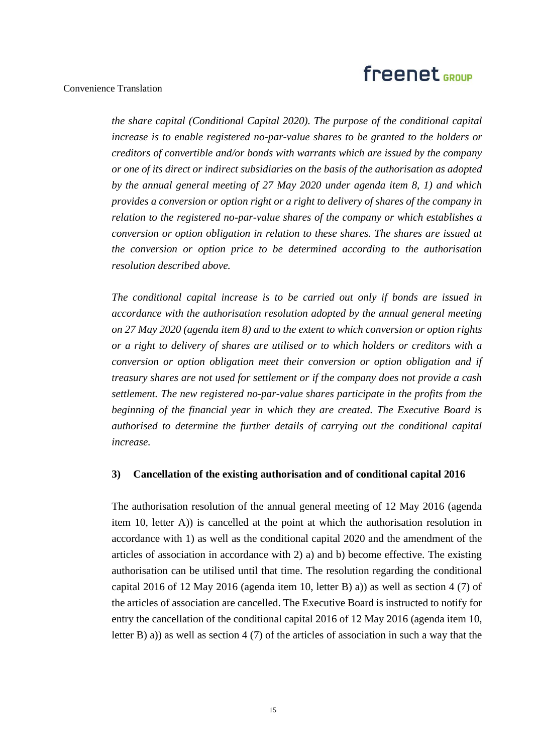*the share capital (Conditional Capital 2020). The purpose of the conditional capital increase is to enable registered no-par-value shares to be granted to the holders or creditors of convertible and/or bonds with warrants which are issued by the company or one of its direct or indirect subsidiaries on the basis of the authorisation as adopted by the annual general meeting of 27 May 2020 under agenda item 8, 1) and which provides a conversion or option right or a right to delivery of shares of the company in relation to the registered no-par-value shares of the company or which establishes a conversion or option obligation in relation to these shares. The shares are issued at the conversion or option price to be determined according to the authorisation resolution described above.*

*The conditional capital increase is to be carried out only if bonds are issued in accordance with the authorisation resolution adopted by the annual general meeting on 27 May 2020 (agenda item 8) and to the extent to which conversion or option rights or a right to delivery of shares are utilised or to which holders or creditors with a conversion or option obligation meet their conversion or option obligation and if treasury shares are not used for settlement or if the company does not provide a cash settlement. The new registered no-par-value shares participate in the profits from the beginning of the financial year in which they are created. The Executive Board is authorised to determine the further details of carrying out the conditional capital increase.*

**3) Cancellation of the existing authorisation and of conditional capital 2016**

The authorisation resolution of the annual general meeting of 12 May 2016 (agenda item 10, letter A)) is cancelled at the point at which the authorisation resolution in accordance with 1) as well as the conditional capital 2020 and the amendment of the articles of association in accordance with 2) a) and b) become effective. The existing authorisation can be utilised until that time. The resolution regarding the conditional capital 2016 of 12 May 2016 (agenda item 10, letter B) a)) as well as section 4 (7) of the articles of association are cancelled. The Executive Board is instructed to notify for entry the cancellation of the conditional capital 2016 of 12 May 2016 (agenda item 10, letter B) a)) as well as section 4 (7) of the articles of association in such a way that the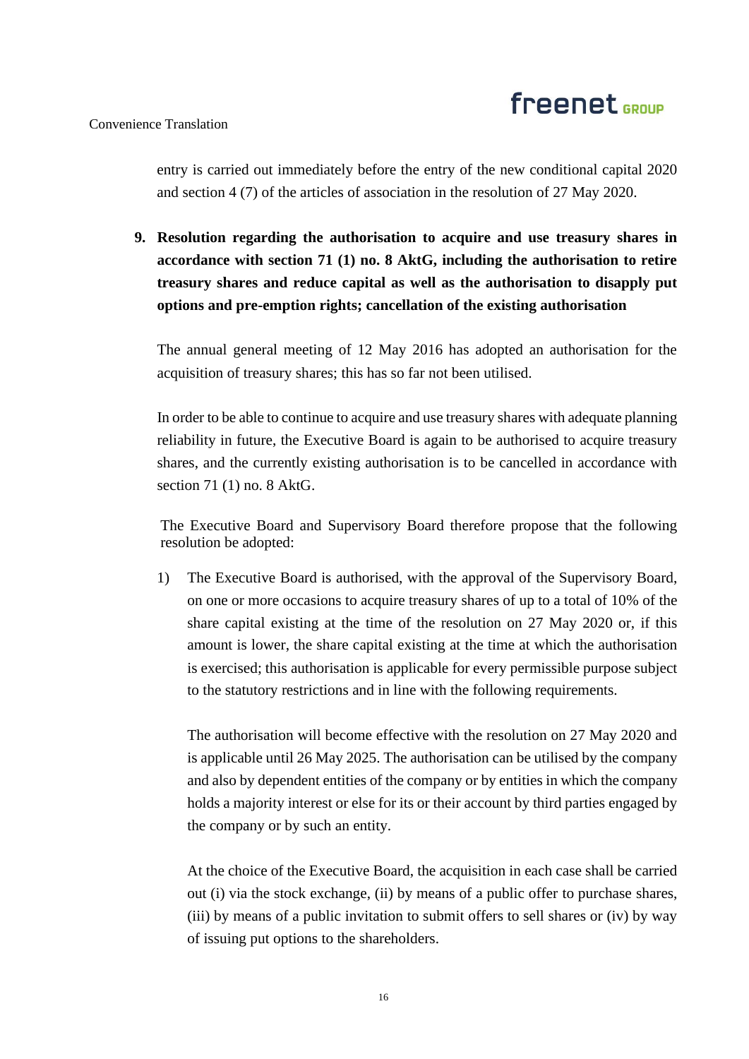entry is carried out immediately before the entry of the new conditional capital 2020 and section 4 (7) of the articles of association in the resolution of 27 May 2020.

9. **Resolution regarding the authorisation to acquire and use treasury shares in accordance with section 71 (1) no. 8 AktG, including the authorisation to retire treasury shares and reduce capital as well as the authorisation to disapply put options and pre-emption rights; cancellation of the existing authorisation**

The annual general meeting of 12 May 2016 has adopted an authorisation for the acquisition of treasury shares; this has so far not been utilised.

In order to be able to continue to acquire and use treasury shares with adequate planning reliability in future, the Executive Board is again to be authorised to acquire treasury shares, and the currently existing authorisation is to be cancelled in accordance with section 71 (1) no. 8 AktG.

The Executive Board and Supervisory Board therefore propose that the following resolution be adopted:

1) The Executive Board is authorised, with the approval of the Supervisory Board, on one or more occasions to acquire treasury shares of up to a total of 10% of the share capital existing at the time of the resolution on 27 May 2020 or, if this amount is lower, the share capital existing at the time at which the authorisation is exercised; this authorisation is applicable for every permissible purpose subject to the statutory restrictions and in line with the following requirements.

   The authorisation will become effective with the resolution on 27 May 2020 and is applicable until 26 May 2025. The authorisation can be utilised by the company and also by dependent entities of the company or by entities in which the company holds a majority interest or else for its or their account by third parties engaged by the company or by such an entity.

   At the choice of the Executive Board, the acquisition in each case shall be carried out (i) via the stock exchange, (ii) by means of a public offer to purchase shares, (iii) by means of a public invitation to submit offers to sell shares or (iv) by way of issuing put options to the shareholders.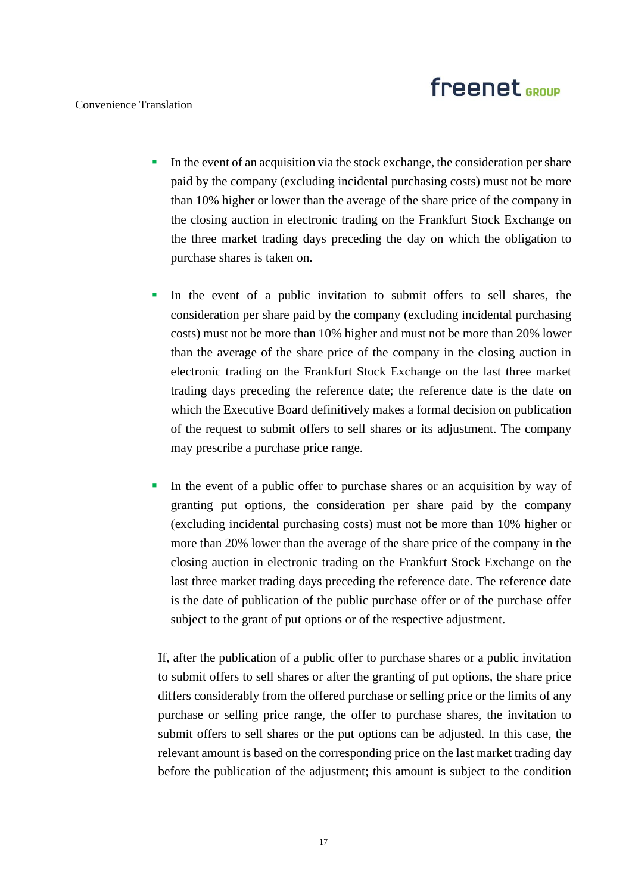- In the event of an acquisition via the stock exchange, the consideration per share paid by the company (excluding incidental purchasing costs) must not be more than 10% higher or lower than the average of the share price of the company in the closing auction in electronic trading on the Frankfurt Stock Exchange on the three market trading days preceding the day on which the obligation to purchase shares is taken on.

- In the event of a public invitation to submit offers to sell shares, the consideration per share paid by the company (excluding incidental purchasing costs) must not be more than 10% higher and must not be more than 20% lower than the average of the share price of the company in the closing auction in electronic trading on the Frankfurt Stock Exchange on the last three market trading days preceding the reference date; the reference date is the date on which the Executive Board definitively makes a formal decision on publication of the request to submit offers to sell shares or its adjustment. The company may prescribe a purchase price range.

- In the event of a public offer to purchase shares or an acquisition by way of granting put options, the consideration per share paid by the company (excluding incidental purchasing costs) must not be more than 10% higher or more than 20% lower than the average of the share price of the company in the closing auction in electronic trading on the Frankfurt Stock Exchange on the last three market trading days preceding the reference date. The reference date is the date of publication of the public purchase offer or of the purchase offer subject to the grant of put options or of the respective adjustment.

If, after the publication of a public offer to purchase shares or a public invitation to submit offers to sell shares or after the granting of put options, the share price differs considerably from the offered purchase or selling price or the limits of any purchase or selling price range, the offer to purchase shares, the invitation to submit offers to sell shares or the put options can be adjusted. In this case, the relevant amount is based on the corresponding price on the last market trading day before the publication of the adjustment; this amount is subject to the condition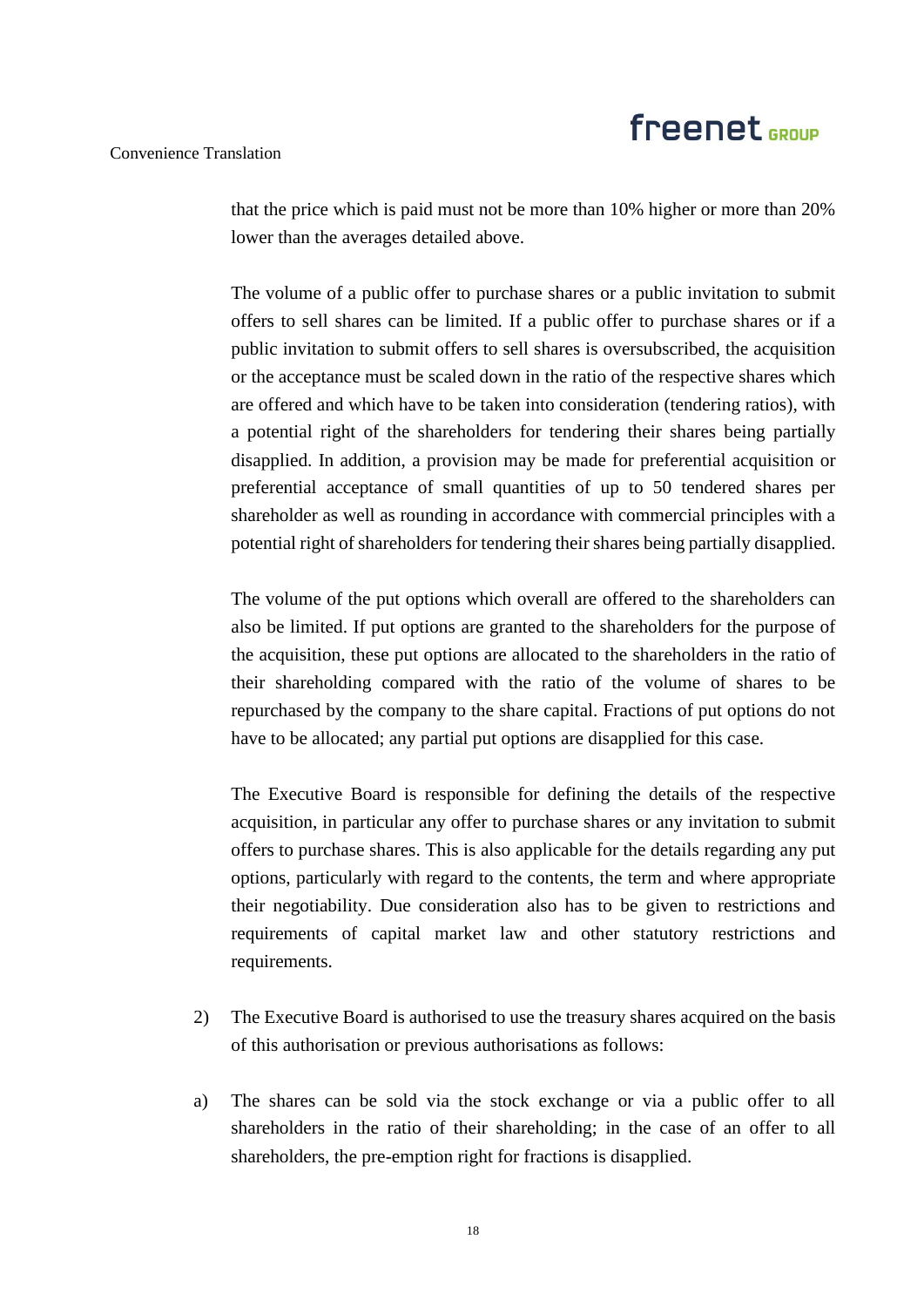that the price which is paid must not be more than 10% higher or more than 20% lower than the averages detailed above.

The volume of a public offer to purchase shares or a public invitation to submit offers to sell shares can be limited. If a public offer to purchase shares or if a public invitation to submit offers to sell shares is oversubscribed, the acquisition or the acceptance must be scaled down in the ratio of the respective shares which are offered and which have to be taken into consideration (tendering ratios), with a potential right of the shareholders for tendering their shares being partially disapplied. In addition, a provision may be made for preferential acquisition or preferential acceptance of small quantities of up to 50 tendered shares per shareholder as well as rounding in accordance with commercial principles with a potential right of shareholders for tendering their shares being partially disapplied.

The volume of the put options which overall are offered to the shareholders can also be limited. If put options are granted to the shareholders for the purpose of the acquisition, these put options are allocated to the shareholders in the ratio of their shareholding compared with the ratio of the volume of shares to be repurchased by the company to the share capital. Fractions of put options do not have to be allocated; any partial put options are disapplied for this case.

The Executive Board is responsible for defining the details of the respective acquisition, in particular any offer to purchase shares or any invitation to submit offers to purchase shares. This is also applicable for the details regarding any put options, particularly with regard to the contents, the term and where appropriate their negotiability. Due consideration also has to be given to restrictions and requirements of capital market law and other statutory restrictions and requirements.

2) The Executive Board is authorised to use the treasury shares acquired on the basis of this authorisation or previous authorisations as follows:

a) The shares can be sold via the stock exchange or via a public offer to all shareholders in the ratio of their shareholding; in the case of an offer to all shareholders, the pre-emption right for fractions is disapplied.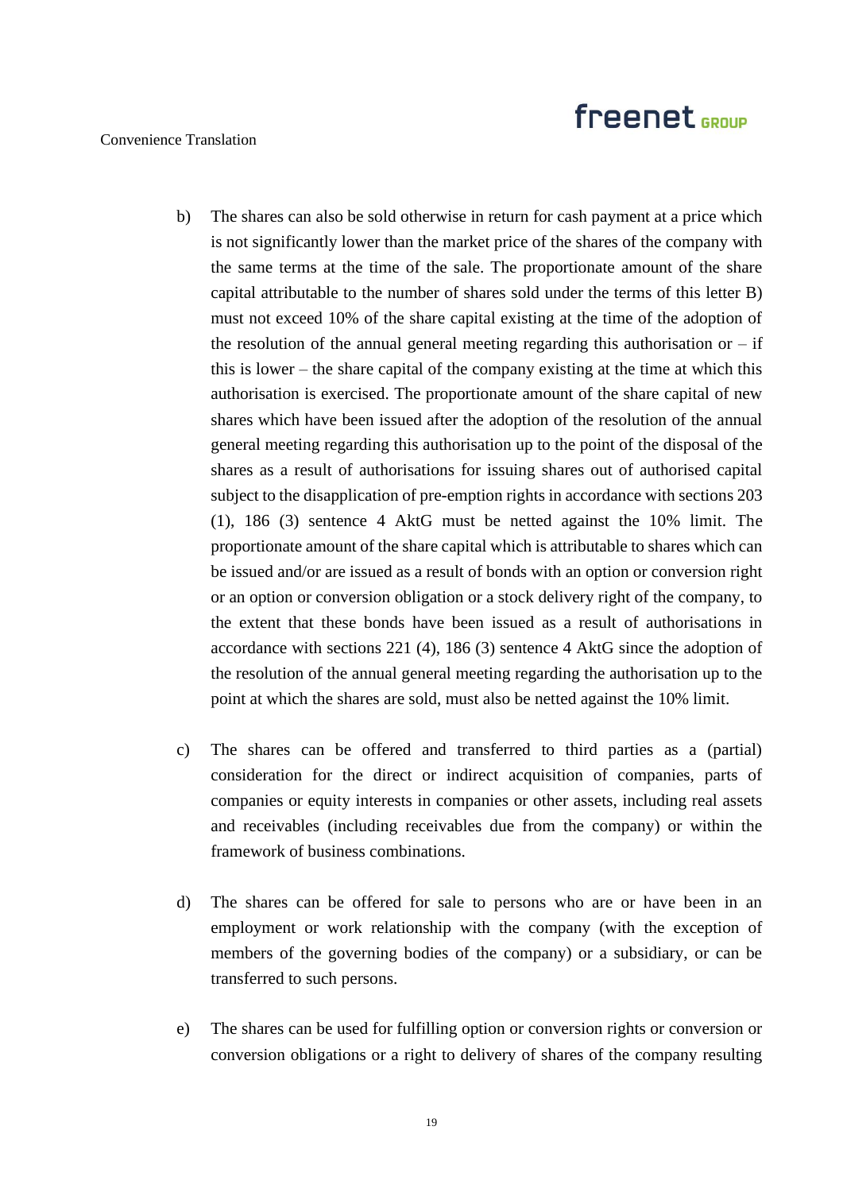b) The shares can also be sold otherwise in return for cash payment at a price which is not significantly lower than the market price of the shares of the company with the same terms at the time of the sale. The proportionate amount of the share capital attributable to the number of shares sold under the terms of this letter B) must not exceed 10% of the share capital existing at the time of the adoption of the resolution of the annual general meeting regarding this authorisation or – if this is lower – the share capital of the company existing at the time at which this authorisation is exercised. The proportionate amount of the share capital of new shares which have been issued after the adoption of the resolution of the annual general meeting regarding this authorisation up to the point of the disposal of the shares as a result of authorisations for issuing shares out of authorised capital subject to the disapplication of pre-emption rights in accordance with sections 203 (1), 186 (3) sentence 4 AktG must be netted against the 10% limit. The proportionate amount of the share capital which is attributable to shares which can be issued and/or are issued as a result of bonds with an option or conversion right or an option or conversion obligation or a stock delivery right of the company, to the extent that these bonds have been issued as a result of authorisations in accordance with sections 221 (4), 186 (3) sentence 4 AktG since the adoption of the resolution of the annual general meeting regarding the authorisation up to the point at which the shares are sold, must also be netted against the 10% limit.

c) The shares can be offered and transferred to third parties as a (partial) consideration for the direct or indirect acquisition of companies, parts of companies or equity interests in companies or other assets, including real assets and receivables (including receivables due from the company) or within the framework of business combinations.

d) The shares can be offered for sale to persons who are or have been in an employment or work relationship with the company (with the exception of members of the governing bodies of the company) or a subsidiary, or can be transferred to such persons.

e) The shares can be used for fulfilling option or conversion rights or conversion or conversion obligations or a right to delivery of shares of the company resulting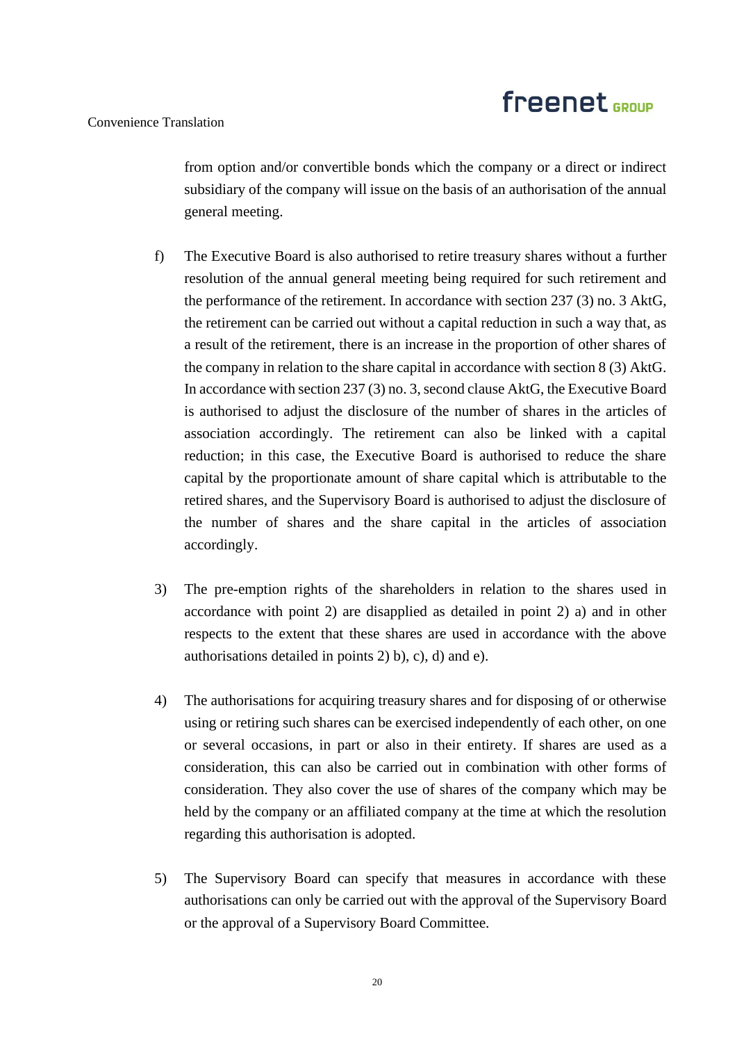from option and/or convertible bonds which the company or a direct or indirect subsidiary of the company will issue on the basis of an authorisation of the annual general meeting.

f) The Executive Board is also authorised to retire treasury shares without a further resolution of the annual general meeting being required for such retirement and the performance of the retirement. In accordance with section 237 (3) no. 3 AktG, the retirement can be carried out without a capital reduction in such a way that, as a result of the retirement, there is an increase in the proportion of other shares of the company in relation to the share capital in accordance with section 8 (3) AktG. In accordance with section 237 (3) no. 3, second clause AktG, the Executive Board is authorised to adjust the disclosure of the number of shares in the articles of association accordingly. The retirement can also be linked with a capital reduction; in this case, the Executive Board is authorised to reduce the share capital by the proportionate amount of share capital which is attributable to the retired shares, and the Supervisory Board is authorised to adjust the disclosure of the number of shares and the share capital in the articles of association accordingly.

3) The pre-emption rights of the shareholders in relation to the shares used in accordance with point 2) are disapplied as detailed in point 2) a) and in other respects to the extent that these shares are used in accordance with the above authorisations detailed in points 2) b), c), d) and e).

4) The authorisations for acquiring treasury shares and for disposing of or otherwise using or retiring such shares can be exercised independently of each other, on one or several occasions, in part or also in their entirety. If shares are used as a consideration, this can also be carried out in combination with other forms of consideration. They also cover the use of shares of the company which may be held by the company or an affiliated company at the time at which the resolution regarding this authorisation is adopted.

5) The Supervisory Board can specify that measures in accordance with these authorisations can only be carried out with the approval of the Supervisory Board or the approval of a Supervisory Board Committee.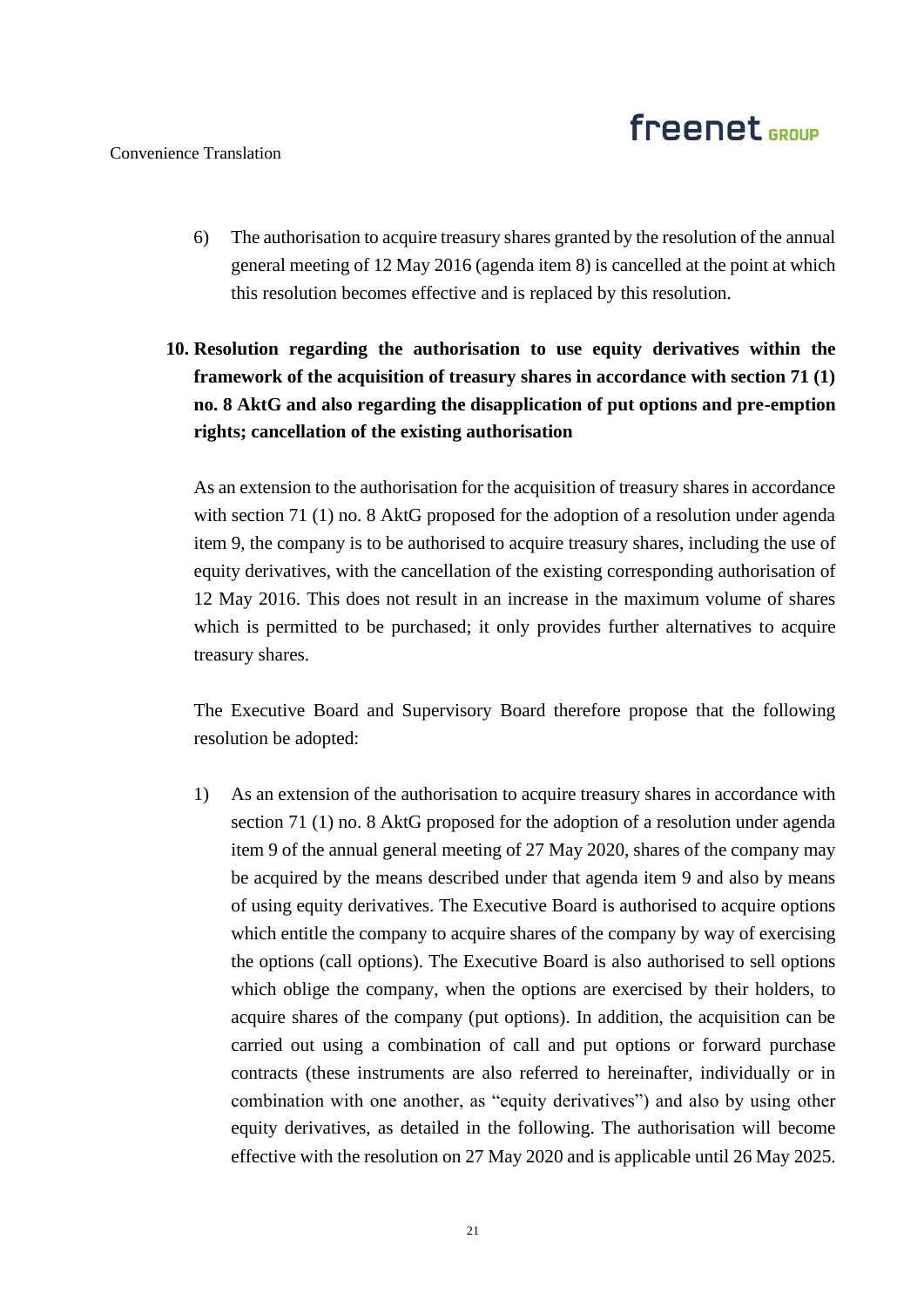6) The authorisation to acquire treasury shares granted by the resolution of the annual general meeting of 12 May 2016 (agenda item 8) is cancelled at the point at which this resolution becomes effective and is replaced by this resolution.

## 10. Resolution regarding the authorisation to use equity derivatives within the framework of the acquisition of treasury shares in accordance with section 71 (1) no. 8 AktG and also regarding the disapplication of put options and pre-emption rights; cancellation of the existing authorisation

As an extension to the authorisation for the acquisition of treasury shares in accordance with section 71 (1) no. 8 AktG proposed for the adoption of a resolution under agenda item 9, the company is to be authorised to acquire treasury shares, including the use of equity derivatives, with the cancellation of the existing corresponding authorisation of 12 May 2016. This does not result in an increase in the maximum volume of shares which is permitted to be purchased; it only provides further alternatives to acquire treasury shares.

The Executive Board and Supervisory Board therefore propose that the following resolution be adopted:

1) As an extension of the authorisation to acquire treasury shares in accordance with section 71 (1) no. 8 AktG proposed for the adoption of a resolution under agenda item 9 of the annual general meeting of 27 May 2020, shares of the company may be acquired by the means described under that agenda item 9 and also by means of using equity derivatives. The Executive Board is authorised to acquire options which entitle the company to acquire shares of the company by way of exercising the options (call options). The Executive Board is also authorised to sell options which oblige the company, when the options are exercised by their holders, to acquire shares of the company (put options). In addition, the acquisition can be carried out using a combination of call and put options or forward purchase contracts (these instruments are also referred to hereinafter, individually or in combination with one another, as "equity derivatives") and also by using other equity derivatives, as detailed in the following. The authorisation will become effective with the resolution on 27 May 2020 and is applicable until 26 May 2025.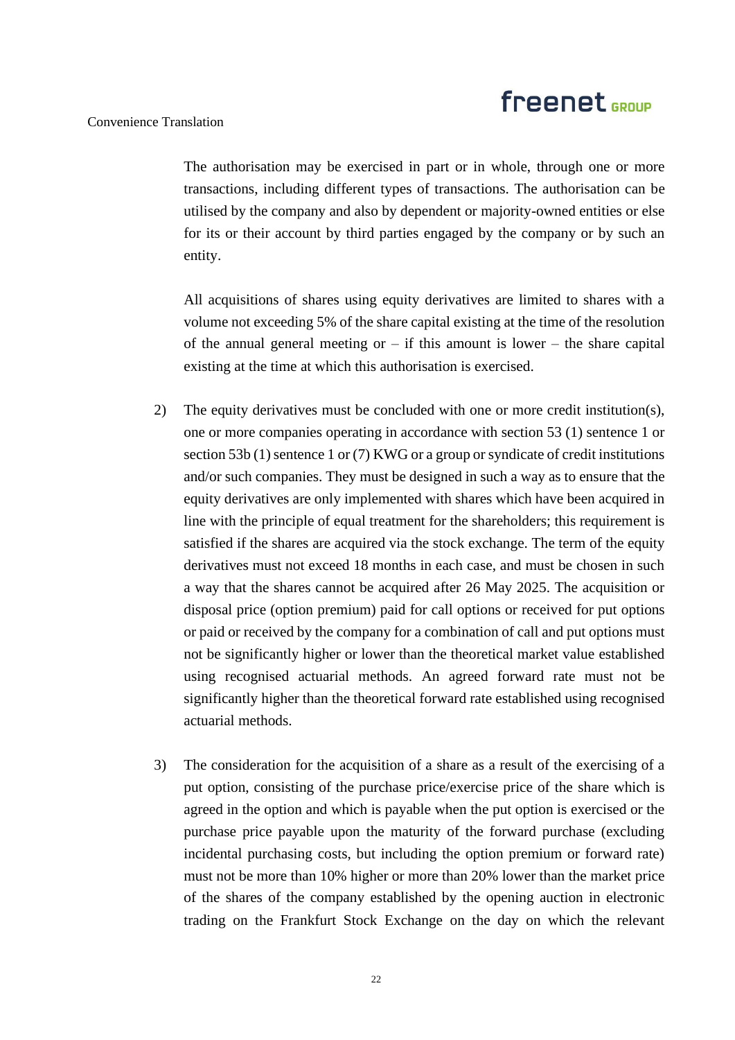Convenience Translation

The authorisation may be exercised in part or in whole, through one or more transactions, including different types of transactions. The authorisation can be utilised by the company and also by dependent or majority-owned entities or else for its or their account by third parties engaged by the company or by such an entity.

All acquisitions of shares using equity derivatives are limited to shares with a volume not exceeding 5% of the share capital existing at the time of the resolution of the annual general meeting or – if this amount is lower – the share capital existing at the time at which this authorisation is exercised.

2) The equity derivatives must be concluded with one or more credit institution(s), one or more companies operating in accordance with section 53 (1) sentence 1 or section 53b (1) sentence 1 or (7) KWG or a group or syndicate of credit institutions and/or such companies. They must be designed in such a way as to ensure that the equity derivatives are only implemented with shares which have been acquired in line with the principle of equal treatment for the shareholders; this requirement is satisfied if the shares are acquired via the stock exchange. The term of the equity derivatives must not exceed 18 months in each case, and must be chosen in such a way that the shares cannot be acquired after 26 May 2025. The acquisition or disposal price (option premium) paid for call options or received for put options or paid or received by the company for a combination of call and put options must not be significantly higher or lower than the theoretical market value established using recognised actuarial methods. An agreed forward rate must not be significantly higher than the theoretical forward rate established using recognised actuarial methods.

3) The consideration for the acquisition of a share as a result of the exercising of a put option, consisting of the purchase price/exercise price of the share which is agreed in the option and which is payable when the put option is exercised or the purchase price payable upon the maturity of the forward purchase (excluding incidental purchasing costs, but including the option premium or forward rate) must not be more than 10% higher or more than 20% lower than the market price of the shares of the company established by the opening auction in electronic trading on the Frankfurt Stock Exchange on the day on which the relevant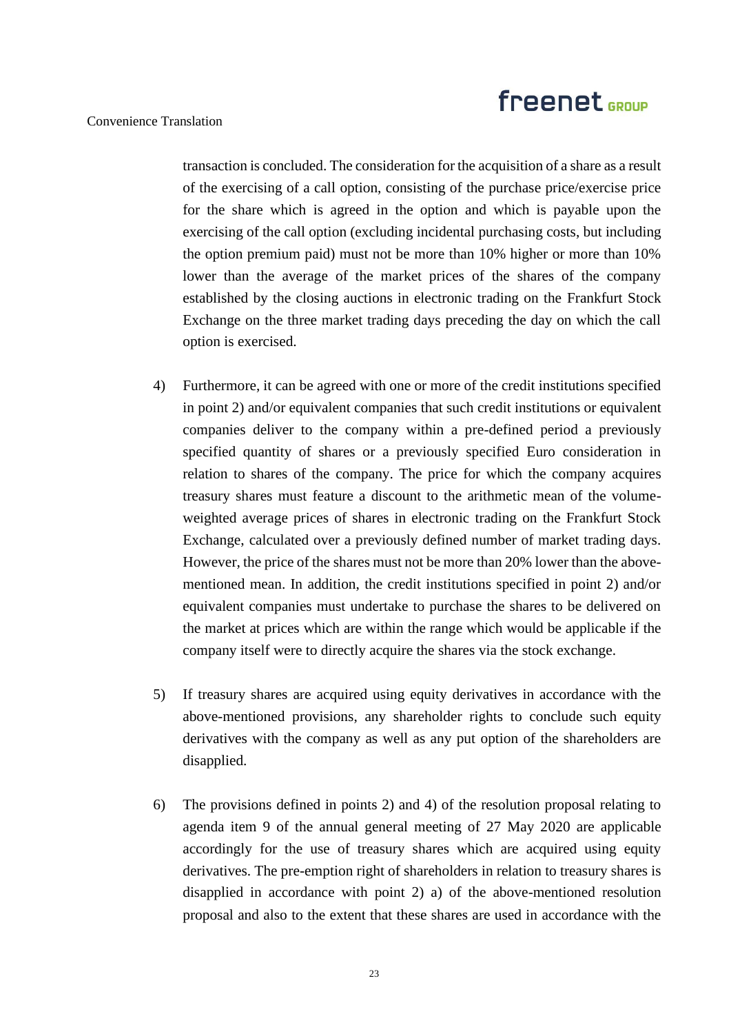transaction is concluded. The consideration for the acquisition of a share as a result of the exercising of a call option, consisting of the purchase price/exercise price for the share which is agreed in the option and which is payable upon the exercising of the call option (excluding incidental purchasing costs, but including the option premium paid) must not be more than 10% higher or more than 10% lower than the average of the market prices of the shares of the company established by the closing auctions in electronic trading on the Frankfurt Stock Exchange on the three market trading days preceding the day on which the call option is exercised.

4) Furthermore, it can be agreed with one or more of the credit institutions specified in point 2) and/or equivalent companies that such credit institutions or equivalent companies deliver to the company within a pre-defined period a previously specified quantity of shares or a previously specified Euro consideration in relation to shares of the company. The price for which the company acquires treasury shares must feature a discount to the arithmetic mean of the volume-weighted average prices of shares in electronic trading on the Frankfurt Stock Exchange, calculated over a previously defined number of market trading days. However, the price of the shares must not be more than 20% lower than the above-mentioned mean. In addition, the credit institutions specified in point 2) and/or equivalent companies must undertake to purchase the shares to be delivered on the market at prices which are within the range which would be applicable if the company itself were to directly acquire the shares via the stock exchange.

5) If treasury shares are acquired using equity derivatives in accordance with the above-mentioned provisions, any shareholder rights to conclude such equity derivatives with the company as well as any put option of the shareholders are disapplied.

6) The provisions defined in points 2) and 4) of the resolution proposal relating to agenda item 9 of the annual general meeting of 27 May 2020 are applicable accordingly for the use of treasury shares which are acquired using equity derivatives. The pre-emption right of shareholders in relation to treasury shares is disapplied in accordance with point 2) a) of the above-mentioned resolution proposal and also to the extent that these shares are used in accordance with the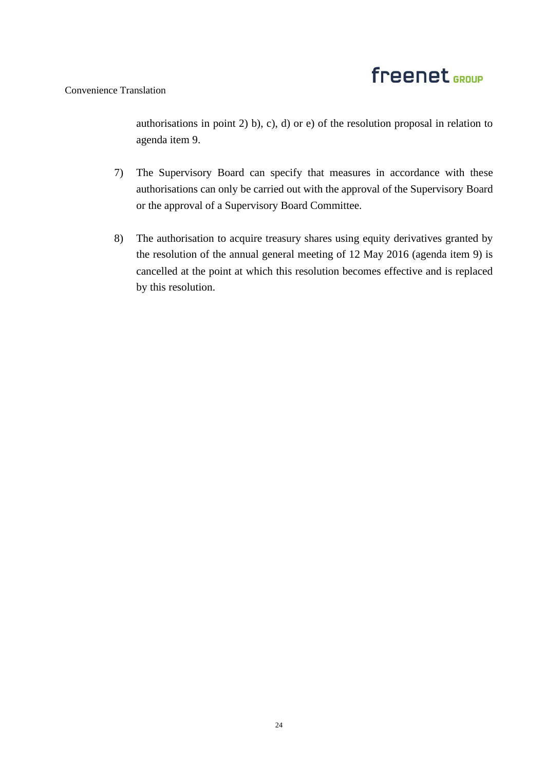authorisations in point 2) b), c), d) or e) of the resolution proposal in relation to agenda item 9.

7) The Supervisory Board can specify that measures in accordance with these authorisations can only be carried out with the approval of the Supervisory Board or the approval of a Supervisory Board Committee.

8) The authorisation to acquire treasury shares using equity derivatives granted by the resolution of the annual general meeting of 12 May 2016 (agenda item 9) is cancelled at the point at which this resolution becomes effective and is replaced by this resolution.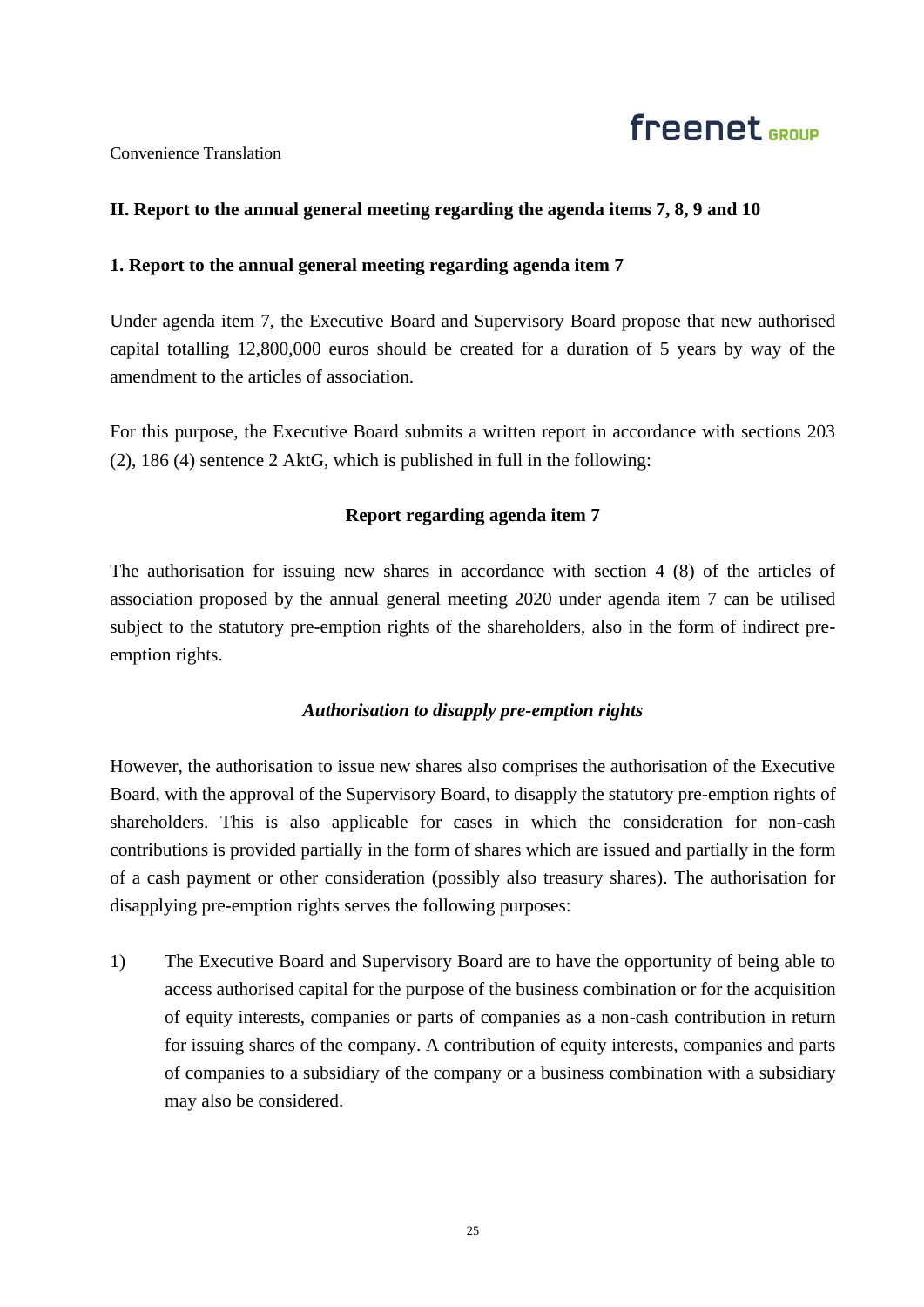Convenience Translation

## II. Report to the annual general meeting regarding the agenda items 7, 8, 9 and 10

### 1. Report to the annual general meeting regarding agenda item 7

Under agenda item 7, the Executive Board and Supervisory Board propose that new authorised capital totalling 12,800,000 euros should be created for a duration of 5 years by way of the amendment to the articles of association.

For this purpose, the Executive Board submits a written report in accordance with sections 203 (2), 186 (4) sentence 2 AktG, which is published in full in the following:

**Report regarding agenda item 7**

The authorisation for issuing new shares in accordance with section 4 (8) of the articles of association proposed by the annual general meeting 2020 under agenda item 7 can be utilised subject to the statutory pre-emption rights of the shareholders, also in the form of indirect pre-emption rights.

***Authorisation to disapply pre-emption rights***

However, the authorisation to issue new shares also comprises the authorisation of the Executive Board, with the approval of the Supervisory Board, to disapply the statutory pre-emption rights of shareholders. This is also applicable for cases in which the consideration for non-cash contributions is provided partially in the form of shares which are issued and partially in the form of a cash payment or other consideration (possibly also treasury shares). The authorisation for disapplying pre-emption rights serves the following purposes:

1) The Executive Board and Supervisory Board are to have the opportunity of being able to access authorised capital for the purpose of the business combination or for the acquisition of equity interests, companies or parts of companies as a non-cash contribution in return for issuing shares of the company. A contribution of equity interests, companies and parts of companies to a subsidiary of the company or a business combination with a subsidiary may also be considered.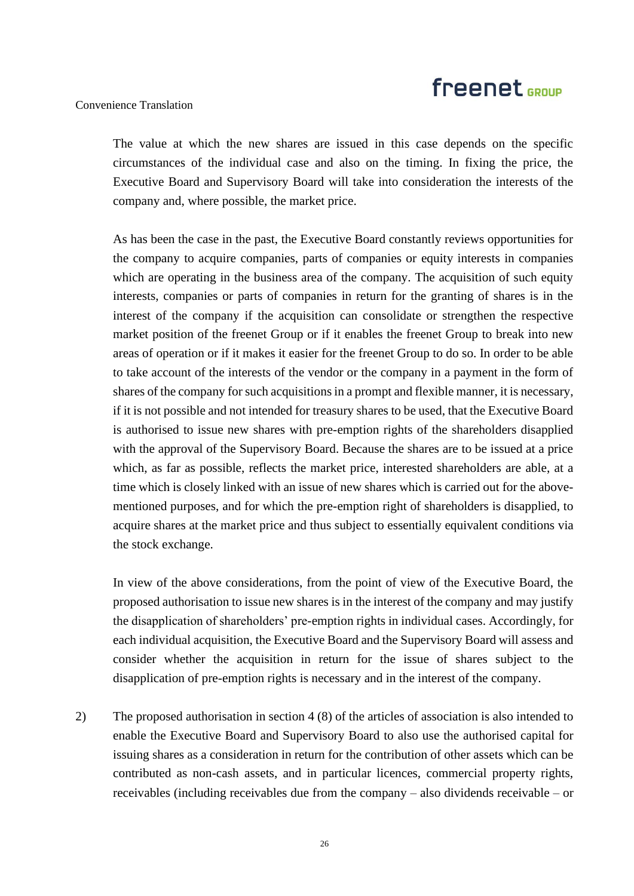The value at which the new shares are issued in this case depends on the specific circumstances of the individual case and also on the timing. In fixing the price, the Executive Board and Supervisory Board will take into consideration the interests of the company and, where possible, the market price.

As has been the case in the past, the Executive Board constantly reviews opportunities for the company to acquire companies, parts of companies or equity interests in companies which are operating in the business area of the company. The acquisition of such equity interests, companies or parts of companies in return for the granting of shares is in the interest of the company if the acquisition can consolidate or strengthen the respective market position of the freenet Group or if it enables the freenet Group to break into new areas of operation or if it makes it easier for the freenet Group to do so. In order to be able to take account of the interests of the vendor or the company in a payment in the form of shares of the company for such acquisitions in a prompt and flexible manner, it is necessary, if it is not possible and not intended for treasury shares to be used, that the Executive Board is authorised to issue new shares with pre-emption rights of the shareholders disapplied with the approval of the Supervisory Board. Because the shares are to be issued at a price which, as far as possible, reflects the market price, interested shareholders are able, at a time which is closely linked with an issue of new shares which is carried out for the above-mentioned purposes, and for which the pre-emption right of shareholders is disapplied, to acquire shares at the market price and thus subject to essentially equivalent conditions via the stock exchange.

In view of the above considerations, from the point of view of the Executive Board, the proposed authorisation to issue new shares is in the interest of the company and may justify the disapplication of shareholders' pre-emption rights in individual cases. Accordingly, for each individual acquisition, the Executive Board and the Supervisory Board will assess and consider whether the acquisition in return for the issue of shares subject to the disapplication of pre-emption rights is necessary and in the interest of the company.

2) The proposed authorisation in section 4 (8) of the articles of association is also intended to enable the Executive Board and Supervisory Board to also use the authorised capital for issuing shares as a consideration in return for the contribution of other assets which can be contributed as non-cash assets, and in particular licences, commercial property rights, receivables (including receivables due from the company – also dividends receivable – or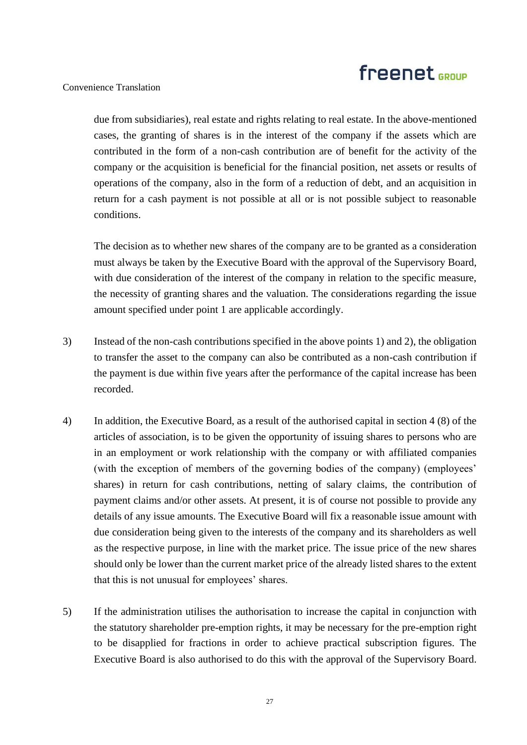due from subsidiaries), real estate and rights relating to real estate. In the above-mentioned cases, the granting of shares is in the interest of the company if the assets which are contributed in the form of a non-cash contribution are of benefit for the activity of the company or the acquisition is beneficial for the financial position, net assets or results of operations of the company, also in the form of a reduction of debt, and an acquisition in return for a cash payment is not possible at all or is not possible subject to reasonable conditions.

The decision as to whether new shares of the company are to be granted as a consideration must always be taken by the Executive Board with the approval of the Supervisory Board, with due consideration of the interest of the company in relation to the specific measure, the necessity of granting shares and the valuation. The considerations regarding the issue amount specified under point 1 are applicable accordingly.

3) Instead of the non-cash contributions specified in the above points 1) and 2), the obligation to transfer the asset to the company can also be contributed as a non-cash contribution if the payment is due within five years after the performance of the capital increase has been recorded.

4) In addition, the Executive Board, as a result of the authorised capital in section 4 (8) of the articles of association, is to be given the opportunity of issuing shares to persons who are in an employment or work relationship with the company or with affiliated companies (with the exception of members of the governing bodies of the company) (employees' shares) in return for cash contributions, netting of salary claims, the contribution of payment claims and/or other assets. At present, it is of course not possible to provide any details of any issue amounts. The Executive Board will fix a reasonable issue amount with due consideration being given to the interests of the company and its shareholders as well as the respective purpose, in line with the market price. The issue price of the new shares should only be lower than the current market price of the already listed shares to the extent that this is not unusual for employees' shares.

5) If the administration utilises the authorisation to increase the capital in conjunction with the statutory shareholder pre-emption rights, it may be necessary for the pre-emption right to be disapplied for fractions in order to achieve practical subscription figures. The Executive Board is also authorised to do this with the approval of the Supervisory Board.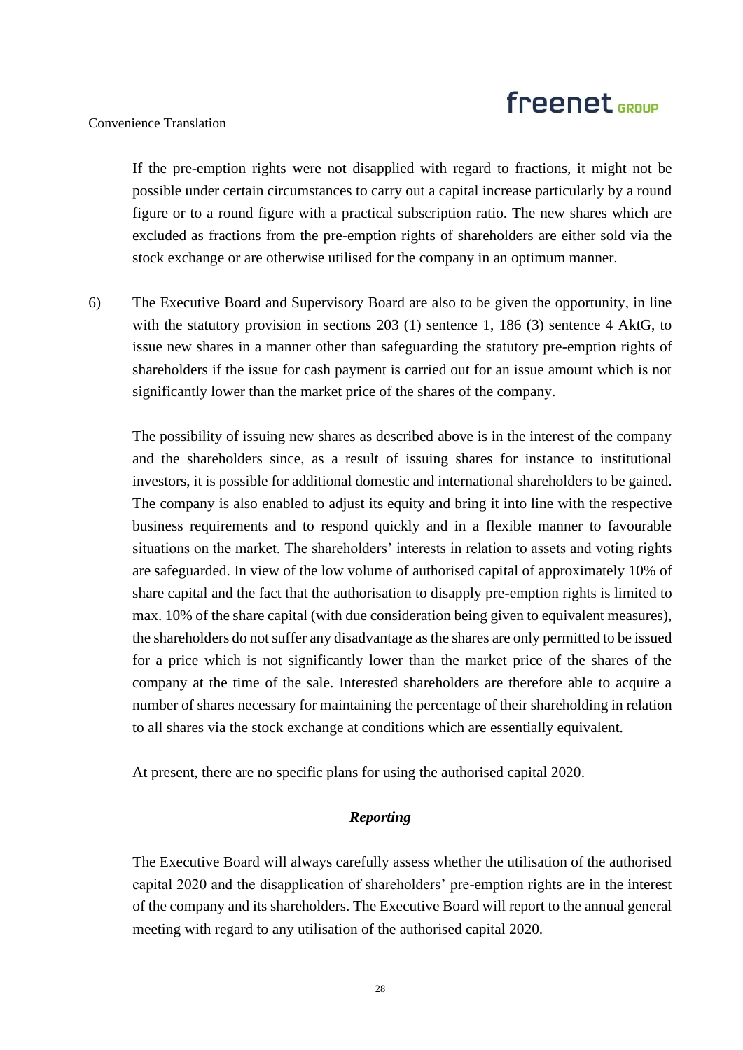If the pre-emption rights were not disapplied with regard to fractions, it might not be possible under certain circumstances to carry out a capital increase particularly by a round figure or to a round figure with a practical subscription ratio. The new shares which are excluded as fractions from the pre-emption rights of shareholders are either sold via the stock exchange or are otherwise utilised for the company in an optimum manner.

6) The Executive Board and Supervisory Board are also to be given the opportunity, in line with the statutory provision in sections 203 (1) sentence 1, 186 (3) sentence 4 AktG, to issue new shares in a manner other than safeguarding the statutory pre-emption rights of shareholders if the issue for cash payment is carried out for an issue amount which is not significantly lower than the market price of the shares of the company.

   The possibility of issuing new shares as described above is in the interest of the company and the shareholders since, as a result of issuing shares for instance to institutional investors, it is possible for additional domestic and international shareholders to be gained. The company is also enabled to adjust its equity and bring it into line with the respective business requirements and to respond quickly and in a flexible manner to favourable situations on the market. The shareholders' interests in relation to assets and voting rights are safeguarded. In view of the low volume of authorised capital of approximately 10% of share capital and the fact that the authorisation to disapply pre-emption rights is limited to max. 10% of the share capital (with due consideration being given to equivalent measures), the shareholders do not suffer any disadvantage as the shares are only permitted to be issued for a price which is not significantly lower than the market price of the shares of the company at the time of the sale. Interested shareholders are therefore able to acquire a number of shares necessary for maintaining the percentage of their shareholding in relation to all shares via the stock exchange at conditions which are essentially equivalent.

   At present, there are no specific plans for using the authorised capital 2020.

***Reporting***

The Executive Board will always carefully assess whether the utilisation of the authorised capital 2020 and the disapplication of shareholders' pre-emption rights are in the interest of the company and its shareholders. The Executive Board will report to the annual general meeting with regard to any utilisation of the authorised capital 2020.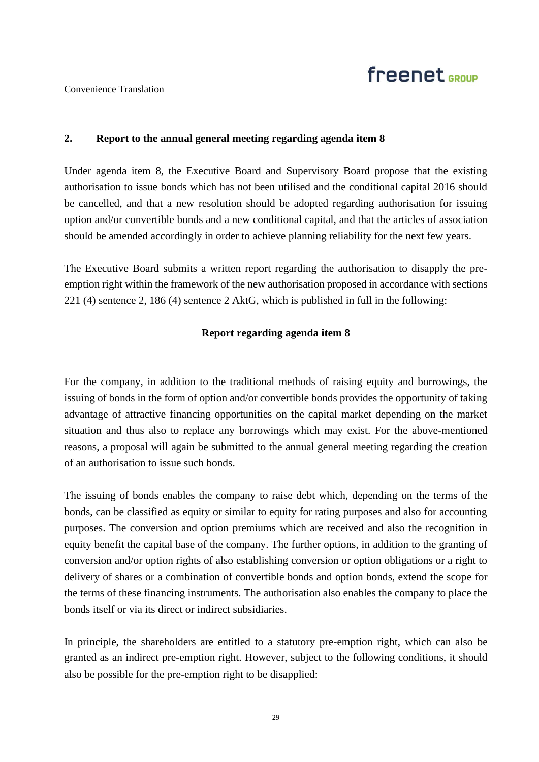Convenience Translation

## 2. Report to the annual general meeting regarding agenda item 8

Under agenda item 8, the Executive Board and Supervisory Board propose that the existing authorisation to issue bonds which has not been utilised and the conditional capital 2016 should be cancelled, and that a new resolution should be adopted regarding authorisation for issuing option and/or convertible bonds and a new conditional capital, and that the articles of association should be amended accordingly in order to achieve planning reliability for the next few years.

The Executive Board submits a written report regarding the authorisation to disapply the pre-emption right within the framework of the new authorisation proposed in accordance with sections 221 (4) sentence 2, 186 (4) sentence 2 AktG, which is published in full in the following:

### Report regarding agenda item 8

For the company, in addition to the traditional methods of raising equity and borrowings, the issuing of bonds in the form of option and/or convertible bonds provides the opportunity of taking advantage of attractive financing opportunities on the capital market depending on the market situation and thus also to replace any borrowings which may exist. For the above-mentioned reasons, a proposal will again be submitted to the annual general meeting regarding the creation of an authorisation to issue such bonds.

The issuing of bonds enables the company to raise debt which, depending on the terms of the bonds, can be classified as equity or similar to equity for rating purposes and also for accounting purposes. The conversion and option premiums which are received and also the recognition in equity benefit the capital base of the company. The further options, in addition to the granting of conversion and/or option rights of also establishing conversion or option obligations or a right to delivery of shares or a combination of convertible bonds and option bonds, extend the scope for the terms of these financing instruments. The authorisation also enables the company to place the bonds itself or via its direct or indirect subsidiaries.

In principle, the shareholders are entitled to a statutory pre-emption right, which can also be granted as an indirect pre-emption right. However, subject to the following conditions, it should also be possible for the pre-emption right to be disapplied: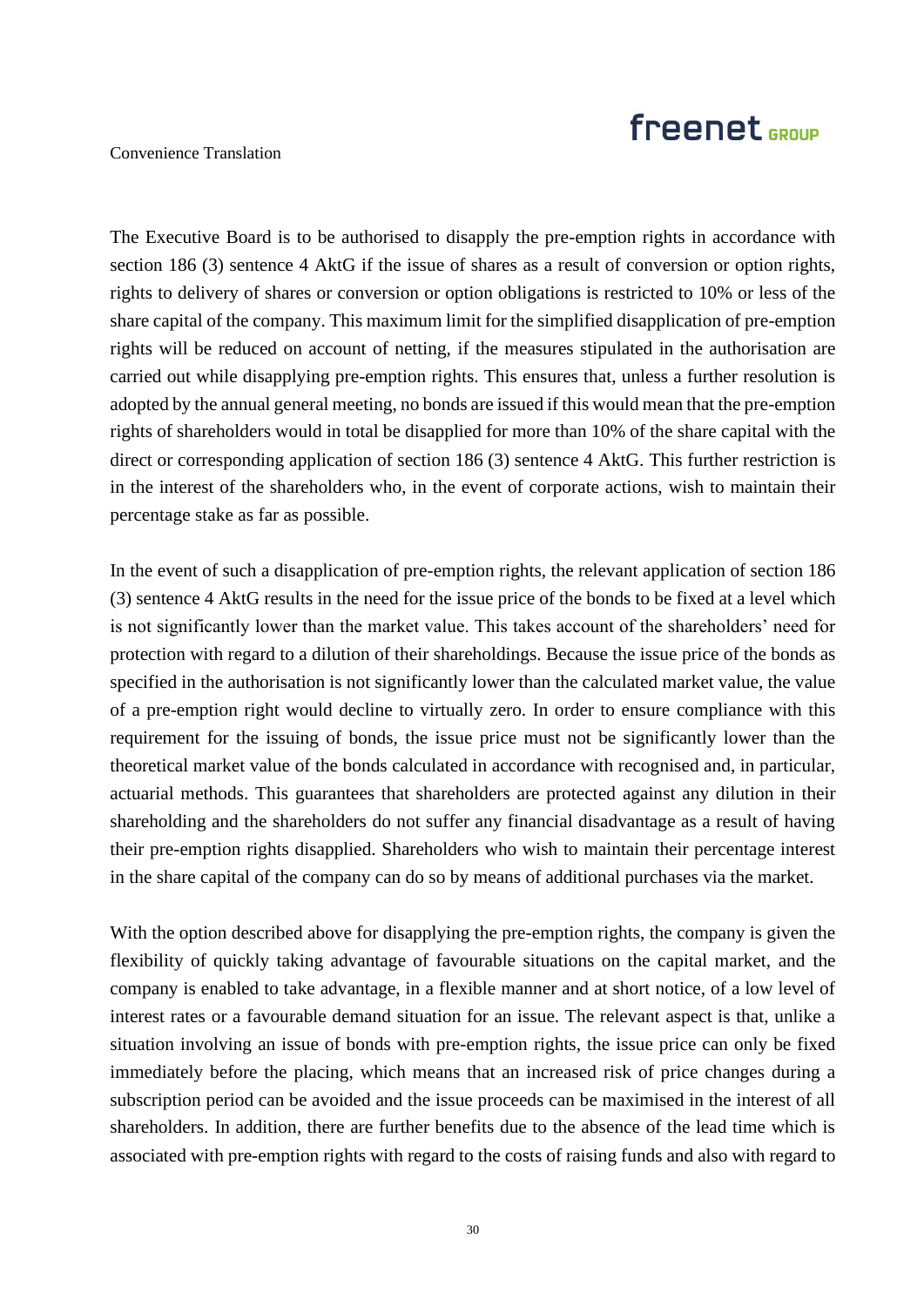The Executive Board is to be authorised to disapply the pre-emption rights in accordance with section 186 (3) sentence 4 AktG if the issue of shares as a result of conversion or option rights, rights to delivery of shares or conversion or option obligations is restricted to 10% or less of the share capital of the company. This maximum limit for the simplified disapplication of pre-emption rights will be reduced on account of netting, if the measures stipulated in the authorisation are carried out while disapplying pre-emption rights. This ensures that, unless a further resolution is adopted by the annual general meeting, no bonds are issued if this would mean that the pre-emption rights of shareholders would in total be disapplied for more than 10% of the share capital with the direct or corresponding application of section 186 (3) sentence 4 AktG. This further restriction is in the interest of the shareholders who, in the event of corporate actions, wish to maintain their percentage stake as far as possible.

In the event of such a disapplication of pre-emption rights, the relevant application of section 186 (3) sentence 4 AktG results in the need for the issue price of the bonds to be fixed at a level which is not significantly lower than the market value. This takes account of the shareholders' need for protection with regard to a dilution of their shareholdings. Because the issue price of the bonds as specified in the authorisation is not significantly lower than the calculated market value, the value of a pre-emption right would decline to virtually zero. In order to ensure compliance with this requirement for the issuing of bonds, the issue price must not be significantly lower than the theoretical market value of the bonds calculated in accordance with recognised and, in particular, actuarial methods. This guarantees that shareholders are protected against any dilution in their shareholding and the shareholders do not suffer any financial disadvantage as a result of having their pre-emption rights disapplied. Shareholders who wish to maintain their percentage interest in the share capital of the company can do so by means of additional purchases via the market.

With the option described above for disapplying the pre-emption rights, the company is given the flexibility of quickly taking advantage of favourable situations on the capital market, and the company is enabled to take advantage, in a flexible manner and at short notice, of a low level of interest rates or a favourable demand situation for an issue. The relevant aspect is that, unlike a situation involving an issue of bonds with pre-emption rights, the issue price can only be fixed immediately before the placing, which means that an increased risk of price changes during a subscription period can be avoided and the issue proceeds can be maximised in the interest of all shareholders. In addition, there are further benefits due to the absence of the lead time which is associated with pre-emption rights with regard to the costs of raising funds and also with regard to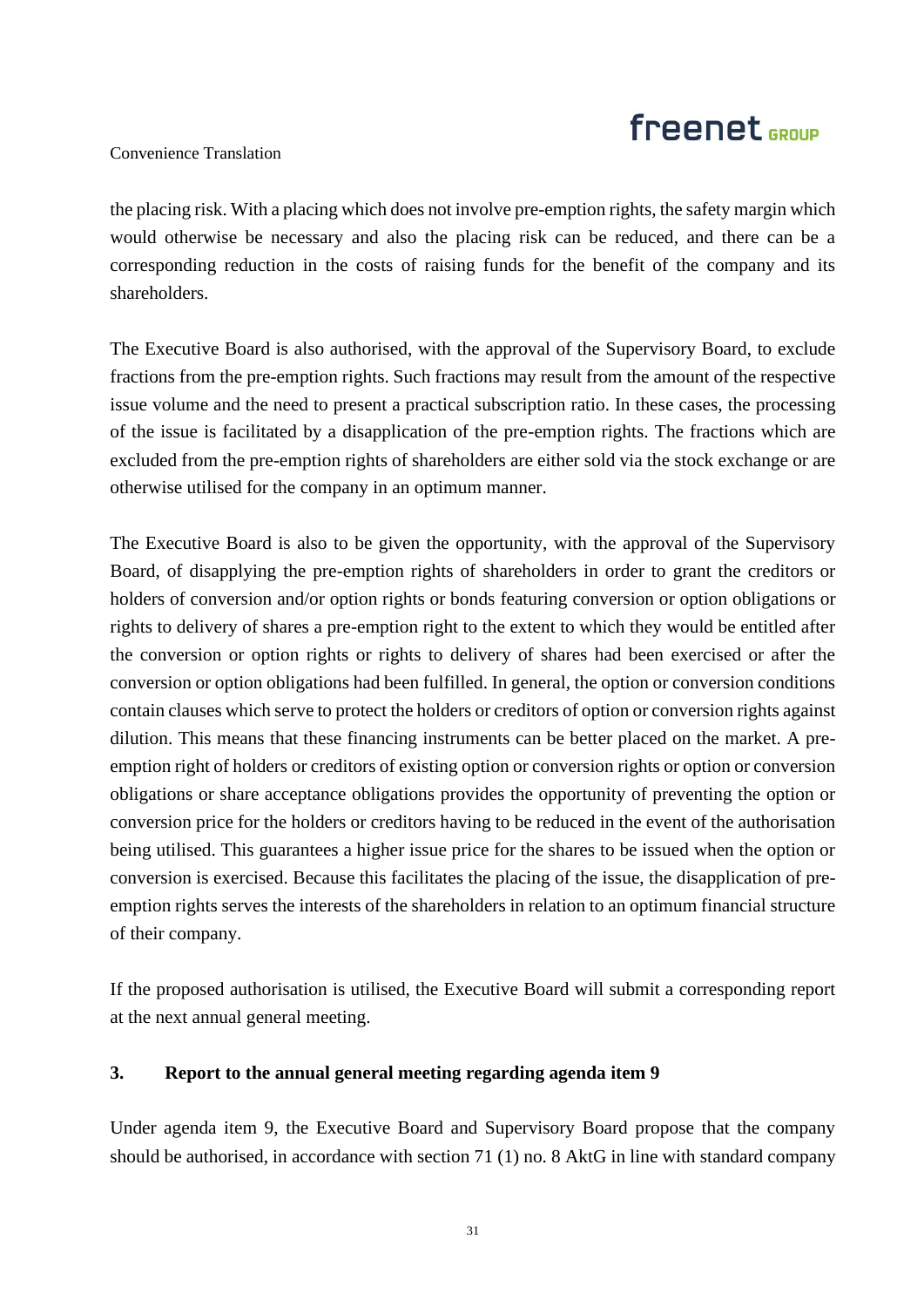the placing risk. With a placing which does not involve pre-emption rights, the safety margin which would otherwise be necessary and also the placing risk can be reduced, and there can be a corresponding reduction in the costs of raising funds for the benefit of the company and its shareholders.

The Executive Board is also authorised, with the approval of the Supervisory Board, to exclude fractions from the pre-emption rights. Such fractions may result from the amount of the respective issue volume and the need to present a practical subscription ratio. In these cases, the processing of the issue is facilitated by a disapplication of the pre-emption rights. The fractions which are excluded from the pre-emption rights of shareholders are either sold via the stock exchange or are otherwise utilised for the company in an optimum manner.

The Executive Board is also to be given the opportunity, with the approval of the Supervisory Board, of disapplying the pre-emption rights of shareholders in order to grant the creditors or holders of conversion and/or option rights or bonds featuring conversion or option obligations or rights to delivery of shares a pre-emption right to the extent to which they would be entitled after the conversion or option rights or rights to delivery of shares had been exercised or after the conversion or option obligations had been fulfilled. In general, the option or conversion conditions contain clauses which serve to protect the holders or creditors of option or conversion rights against dilution. This means that these financing instruments can be better placed on the market. A pre-emption right of holders or creditors of existing option or conversion rights or option or conversion obligations or share acceptance obligations provides the opportunity of preventing the option or conversion price for the holders or creditors having to be reduced in the event of the authorisation being utilised. This guarantees a higher issue price for the shares to be issued when the option or conversion is exercised. Because this facilitates the placing of the issue, the disapplication of pre-emption rights serves the interests of the shareholders in relation to an optimum financial structure of their company.

If the proposed authorisation is utilised, the Executive Board will submit a corresponding report at the next annual general meeting.

### 3. Report to the annual general meeting regarding agenda item 9

Under agenda item 9, the Executive Board and Supervisory Board propose that the company should be authorised, in accordance with section 71 (1) no. 8 AktG in line with standard company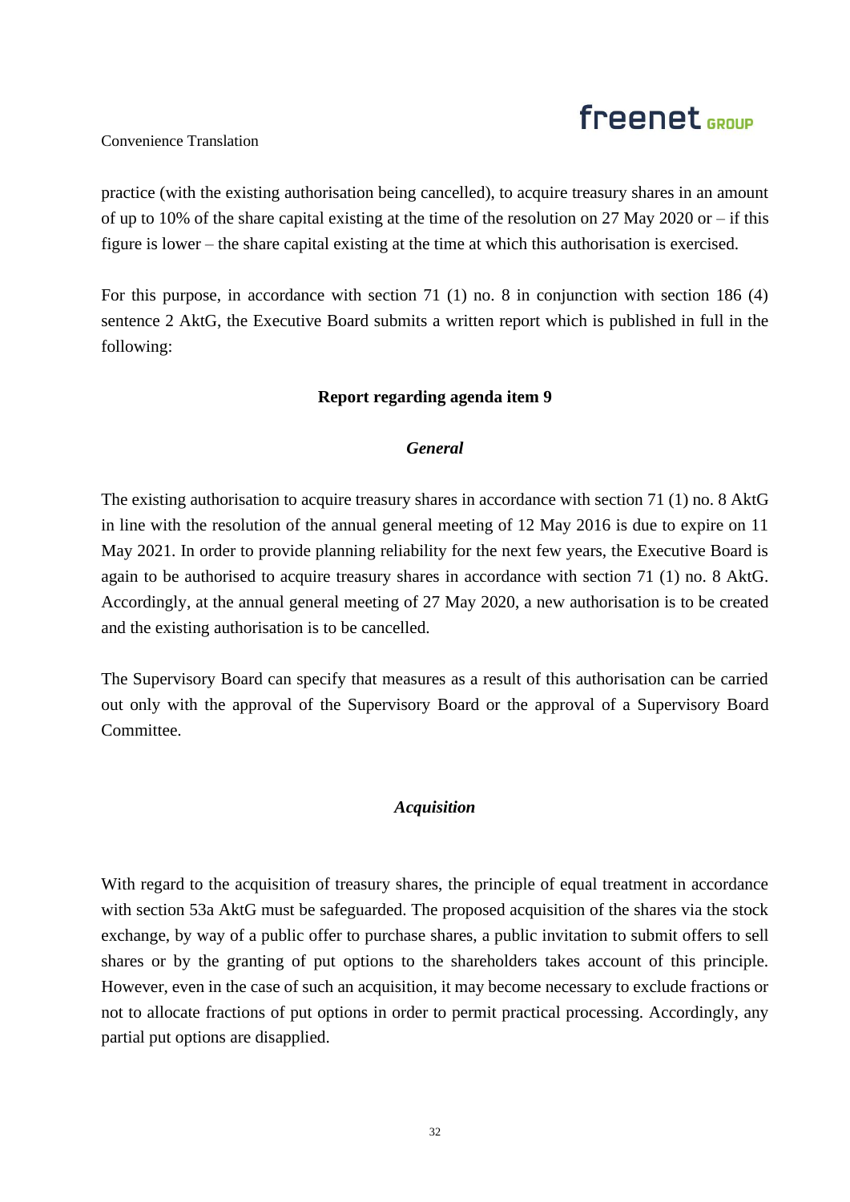Convenience Translation

practice (with the existing authorisation being cancelled), to acquire treasury shares in an amount of up to 10% of the share capital existing at the time of the resolution on 27 May 2020 or – if this figure is lower – the share capital existing at the time at which this authorisation is exercised.

For this purpose, in accordance with section 71 (1) no. 8 in conjunction with section 186 (4) sentence 2 AktG, the Executive Board submits a written report which is published in full in the following:

**Report regarding agenda item 9**

***General***

The existing authorisation to acquire treasury shares in accordance with section 71 (1) no. 8 AktG in line with the resolution of the annual general meeting of 12 May 2016 is due to expire on 11 May 2021. In order to provide planning reliability for the next few years, the Executive Board is again to be authorised to acquire treasury shares in accordance with section 71 (1) no. 8 AktG. Accordingly, at the annual general meeting of 27 May 2020, a new authorisation is to be created and the existing authorisation is to be cancelled.

The Supervisory Board can specify that measures as a result of this authorisation can be carried out only with the approval of the Supervisory Board or the approval of a Supervisory Board Committee.

***Acquisition***

With regard to the acquisition of treasury shares, the principle of equal treatment in accordance with section 53a AktG must be safeguarded. The proposed acquisition of the shares via the stock exchange, by way of a public offer to purchase shares, a public invitation to submit offers to sell shares or by the granting of put options to the shareholders takes account of this principle. However, even in the case of such an acquisition, it may become necessary to exclude fractions or not to allocate fractions of put options in order to permit practical processing. Accordingly, any partial put options are disapplied.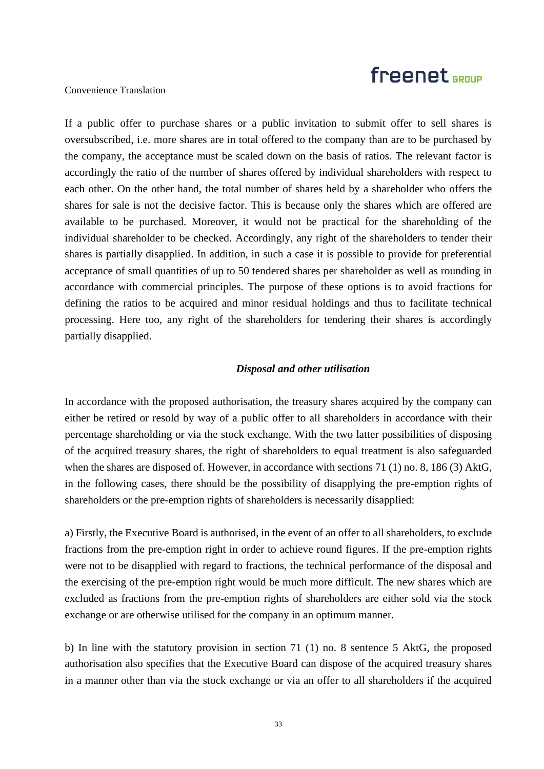If a public offer to purchase shares or a public invitation to submit offer to sell shares is oversubscribed, i.e. more shares are in total offered to the company than are to be purchased by the company, the acceptance must be scaled down on the basis of ratios. The relevant factor is accordingly the ratio of the number of shares offered by individual shareholders with respect to each other. On the other hand, the total number of shares held by a shareholder who offers the shares for sale is not the decisive factor. This is because only the shares which are offered are available to be purchased. Moreover, it would not be practical for the shareholding of the individual shareholder to be checked. Accordingly, any right of the shareholders to tender their shares is partially disapplied. In addition, in such a case it is possible to provide for preferential acceptance of small quantities of up to 50 tendered shares per shareholder as well as rounding in accordance with commercial principles. The purpose of these options is to avoid fractions for defining the ratios to be acquired and minor residual holdings and thus to facilitate technical processing. Here too, any right of the shareholders for tendering their shares is accordingly partially disapplied.

***Disposal and other utilisation***

In accordance with the proposed authorisation, the treasury shares acquired by the company can either be retired or resold by way of a public offer to all shareholders in accordance with their percentage shareholding or via the stock exchange. With the two latter possibilities of disposing of the acquired treasury shares, the right of shareholders to equal treatment is also safeguarded when the shares are disposed of. However, in accordance with sections 71 (1) no. 8, 186 (3) AktG, in the following cases, there should be the possibility of disapplying the pre-emption rights of shareholders or the pre-emption rights of shareholders is necessarily disapplied:

a) Firstly, the Executive Board is authorised, in the event of an offer to all shareholders, to exclude fractions from the pre-emption right in order to achieve round figures. If the pre-emption rights were not to be disapplied with regard to fractions, the technical performance of the disposal and the exercising of the pre-emption right would be much more difficult. The new shares which are excluded as fractions from the pre-emption rights of shareholders are either sold via the stock exchange or are otherwise utilised for the company in an optimum manner.

b) In line with the statutory provision in section 71 (1) no. 8 sentence 5 AktG, the proposed authorisation also specifies that the Executive Board can dispose of the acquired treasury shares in a manner other than via the stock exchange or via an offer to all shareholders if the acquired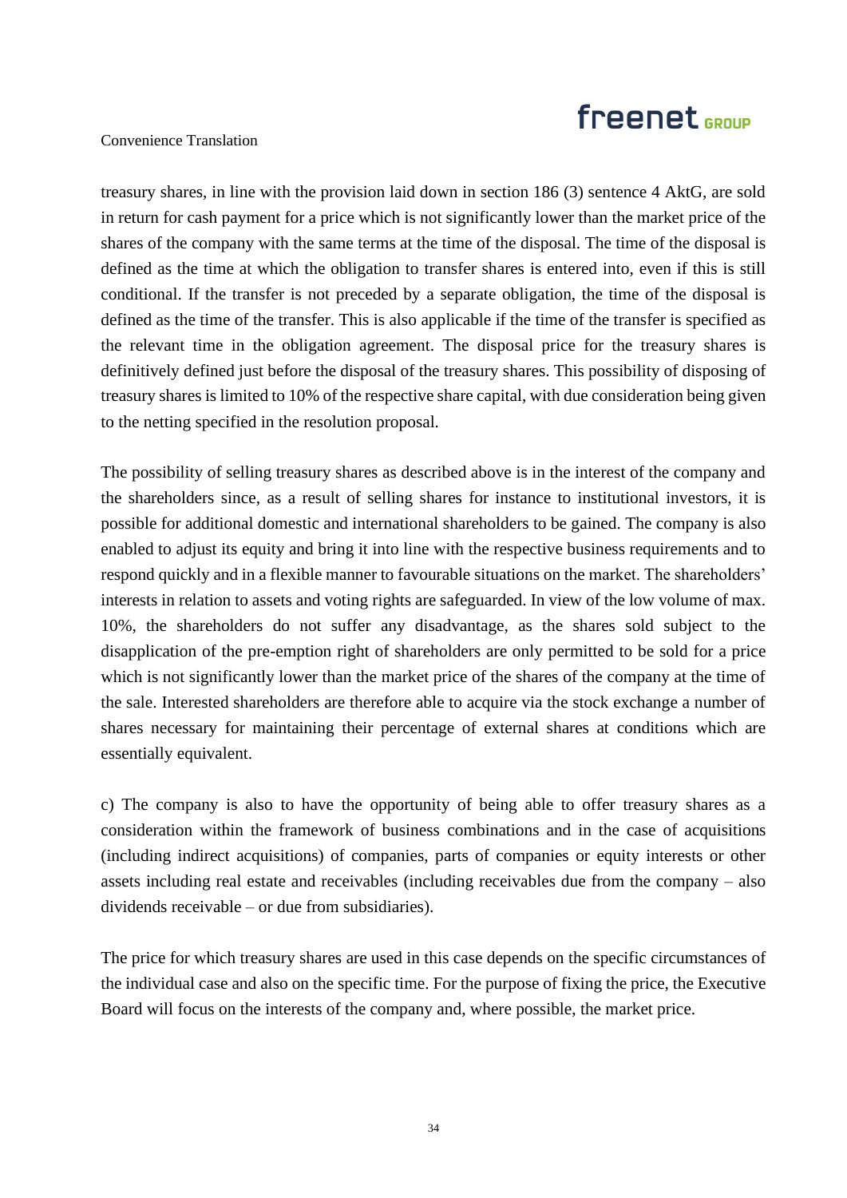treasury shares, in line with the provision laid down in section 186 (3) sentence 4 AktG, are sold in return for cash payment for a price which is not significantly lower than the market price of the shares of the company with the same terms at the time of the disposal. The time of the disposal is defined as the time at which the obligation to transfer shares is entered into, even if this is still conditional. If the transfer is not preceded by a separate obligation, the time of the disposal is defined as the time of the transfer. This is also applicable if the time of the transfer is specified as the relevant time in the obligation agreement. The disposal price for the treasury shares is definitively defined just before the disposal of the treasury shares. This possibility of disposing of treasury shares is limited to 10% of the respective share capital, with due consideration being given to the netting specified in the resolution proposal.

The possibility of selling treasury shares as described above is in the interest of the company and the shareholders since, as a result of selling shares for instance to institutional investors, it is possible for additional domestic and international shareholders to be gained. The company is also enabled to adjust its equity and bring it into line with the respective business requirements and to respond quickly and in a flexible manner to favourable situations on the market. The shareholders' interests in relation to assets and voting rights are safeguarded. In view of the low volume of max. 10%, the shareholders do not suffer any disadvantage, as the shares sold subject to the disapplication of the pre-emption right of shareholders are only permitted to be sold for a price which is not significantly lower than the market price of the shares of the company at the time of the sale. Interested shareholders are therefore able to acquire via the stock exchange a number of shares necessary for maintaining their percentage of external shares at conditions which are essentially equivalent.

c) The company is also to have the opportunity of being able to offer treasury shares as a consideration within the framework of business combinations and in the case of acquisitions (including indirect acquisitions) of companies, parts of companies or equity interests or other assets including real estate and receivables (including receivables due from the company – also dividends receivable – or due from subsidiaries).

The price for which treasury shares are used in this case depends on the specific circumstances of the individual case and also on the specific time. For the purpose of fixing the price, the Executive Board will focus on the interests of the company and, where possible, the market price.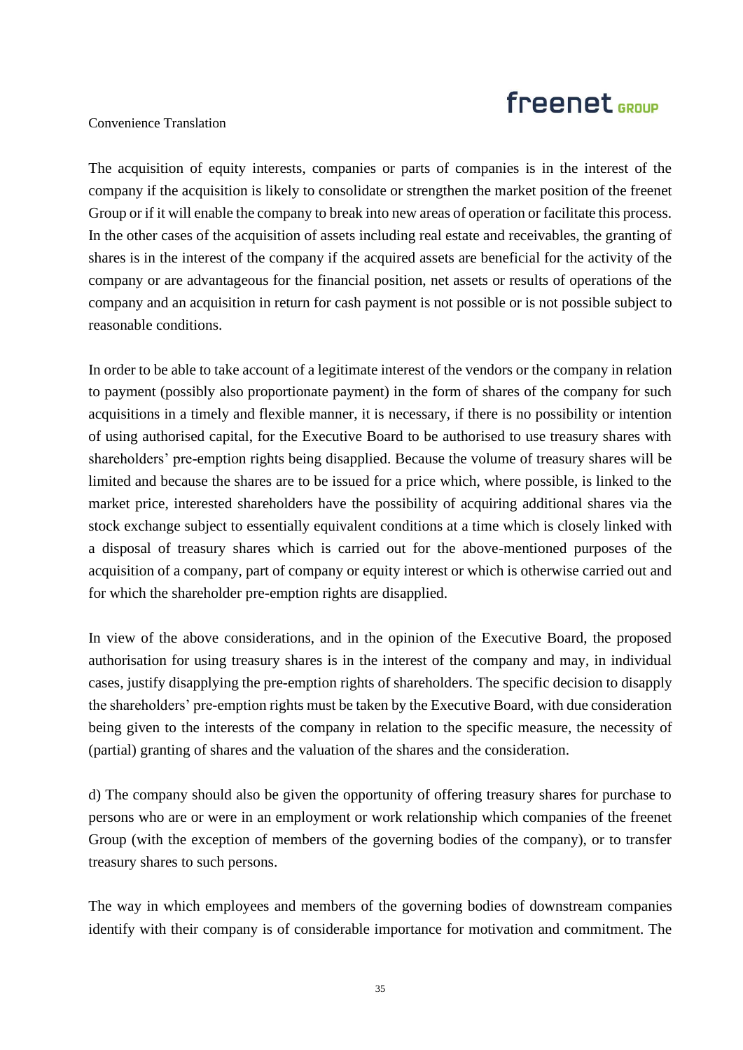Convenience Translation

The acquisition of equity interests, companies or parts of companies is in the interest of the company if the acquisition is likely to consolidate or strengthen the market position of the freenet Group or if it will enable the company to break into new areas of operation or facilitate this process. In the other cases of the acquisition of assets including real estate and receivables, the granting of shares is in the interest of the company if the acquired assets are beneficial for the activity of the company or are advantageous for the financial position, net assets or results of operations of the company and an acquisition in return for cash payment is not possible or is not possible subject to reasonable conditions.

In order to be able to take account of a legitimate interest of the vendors or the company in relation to payment (possibly also proportionate payment) in the form of shares of the company for such acquisitions in a timely and flexible manner, it is necessary, if there is no possibility or intention of using authorised capital, for the Executive Board to be authorised to use treasury shares with shareholders' pre-emption rights being disapplied. Because the volume of treasury shares will be limited and because the shares are to be issued for a price which, where possible, is linked to the market price, interested shareholders have the possibility of acquiring additional shares via the stock exchange subject to essentially equivalent conditions at a time which is closely linked with a disposal of treasury shares which is carried out for the above-mentioned purposes of the acquisition of a company, part of company or equity interest or which is otherwise carried out and for which the shareholder pre-emption rights are disapplied.

In view of the above considerations, and in the opinion of the Executive Board, the proposed authorisation for using treasury shares is in the interest of the company and may, in individual cases, justify disapplying the pre-emption rights of shareholders. The specific decision to disapply the shareholders' pre-emption rights must be taken by the Executive Board, with due consideration being given to the interests of the company in relation to the specific measure, the necessity of (partial) granting of shares and the valuation of the shares and the consideration.

d) The company should also be given the opportunity of offering treasury shares for purchase to persons who are or were in an employment or work relationship which companies of the freenet Group (with the exception of members of the governing bodies of the company), or to transfer treasury shares to such persons.

The way in which employees and members of the governing bodies of downstream companies identify with their company is of considerable importance for motivation and commitment. The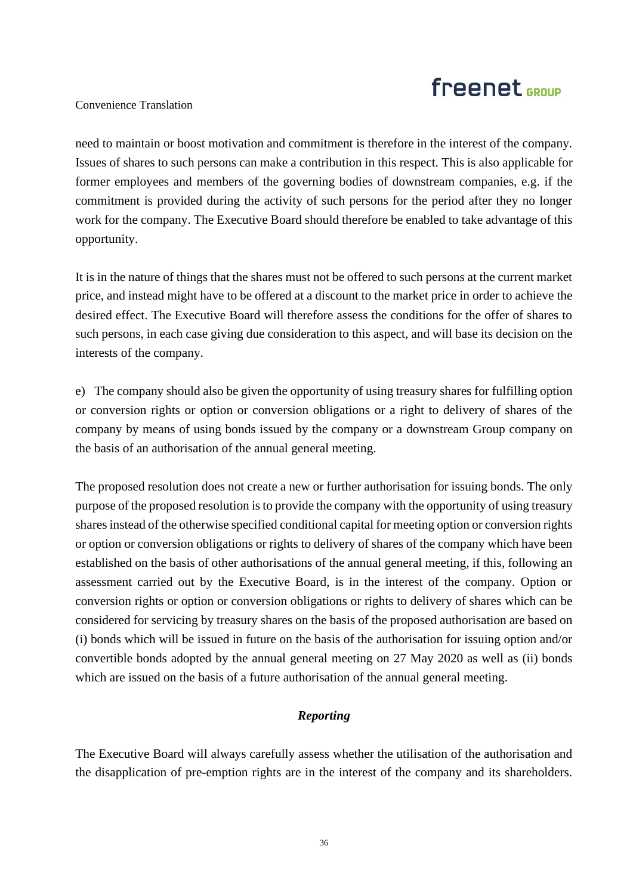need to maintain or boost motivation and commitment is therefore in the interest of the company. Issues of shares to such persons can make a contribution in this respect. This is also applicable for former employees and members of the governing bodies of downstream companies, e.g. if the commitment is provided during the activity of such persons for the period after they no longer work for the company. The Executive Board should therefore be enabled to take advantage of this opportunity.

It is in the nature of things that the shares must not be offered to such persons at the current market price, and instead might have to be offered at a discount to the market price in order to achieve the desired effect. The Executive Board will therefore assess the conditions for the offer of shares to such persons, in each case giving due consideration to this aspect, and will base its decision on the interests of the company.

e) The company should also be given the opportunity of using treasury shares for fulfilling option or conversion rights or option or conversion obligations or a right to delivery of shares of the company by means of using bonds issued by the company or a downstream Group company on the basis of an authorisation of the annual general meeting.

The proposed resolution does not create a new or further authorisation for issuing bonds. The only purpose of the proposed resolution is to provide the company with the opportunity of using treasury shares instead of the otherwise specified conditional capital for meeting option or conversion rights or option or conversion obligations or rights to delivery of shares of the company which have been established on the basis of other authorisations of the annual general meeting, if this, following an assessment carried out by the Executive Board, is in the interest of the company. Option or conversion rights or option or conversion obligations or rights to delivery of shares which can be considered for servicing by treasury shares on the basis of the proposed authorisation are based on (i) bonds which will be issued in future on the basis of the authorisation for issuing option and/or convertible bonds adopted by the annual general meeting on 27 May 2020 as well as (ii) bonds which are issued on the basis of a future authorisation of the annual general meeting.

***Reporting***

The Executive Board will always carefully assess whether the utilisation of the authorisation and the disapplication of pre-emption rights are in the interest of the company and its shareholders.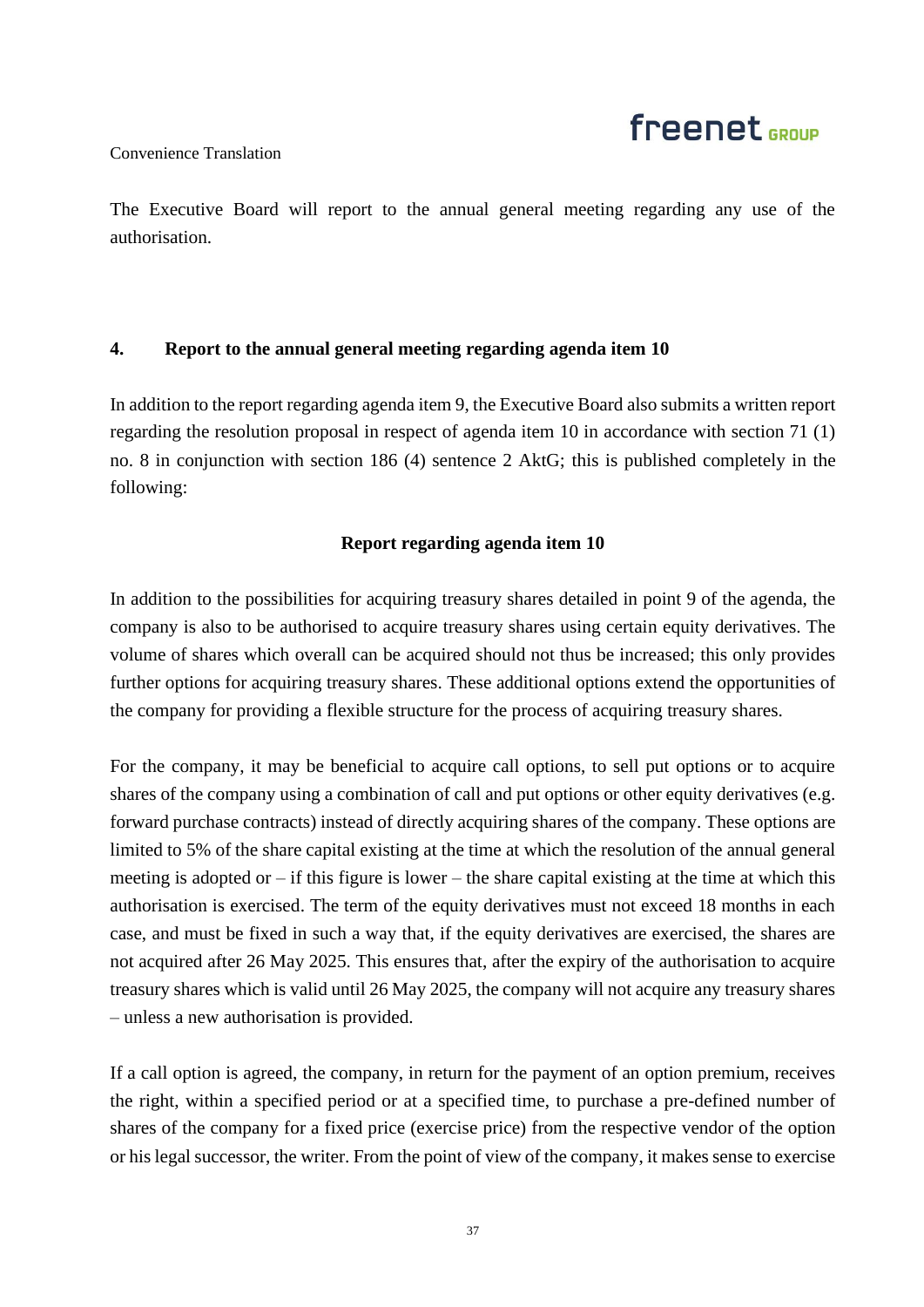The Executive Board will report to the annual general meeting regarding any use of the authorisation.

## 4. Report to the annual general meeting regarding agenda item 10

In addition to the report regarding agenda item 9, the Executive Board also submits a written report regarding the resolution proposal in respect of agenda item 10 in accordance with section 71 (1) no. 8 in conjunction with section 186 (4) sentence 2 AktG; this is published completely in the following:

### Report regarding agenda item 10

In addition to the possibilities for acquiring treasury shares detailed in point 9 of the agenda, the company is also to be authorised to acquire treasury shares using certain equity derivatives. The volume of shares which overall can be acquired should not thus be increased; this only provides further options for acquiring treasury shares. These additional options extend the opportunities of the company for providing a flexible structure for the process of acquiring treasury shares.

For the company, it may be beneficial to acquire call options, to sell put options or to acquire shares of the company using a combination of call and put options or other equity derivatives (e.g. forward purchase contracts) instead of directly acquiring shares of the company. These options are limited to 5% of the share capital existing at the time at which the resolution of the annual general meeting is adopted or – if this figure is lower – the share capital existing at the time at which this authorisation is exercised. The term of the equity derivatives must not exceed 18 months in each case, and must be fixed in such a way that, if the equity derivatives are exercised, the shares are not acquired after 26 May 2025. This ensures that, after the expiry of the authorisation to acquire treasury shares which is valid until 26 May 2025, the company will not acquire any treasury shares – unless a new authorisation is provided.

If a call option is agreed, the company, in return for the payment of an option premium, receives the right, within a specified period or at a specified time, to purchase a pre-defined number of shares of the company for a fixed price (exercise price) from the respective vendor of the option or his legal successor, the writer. From the point of view of the company, it makes sense to exercise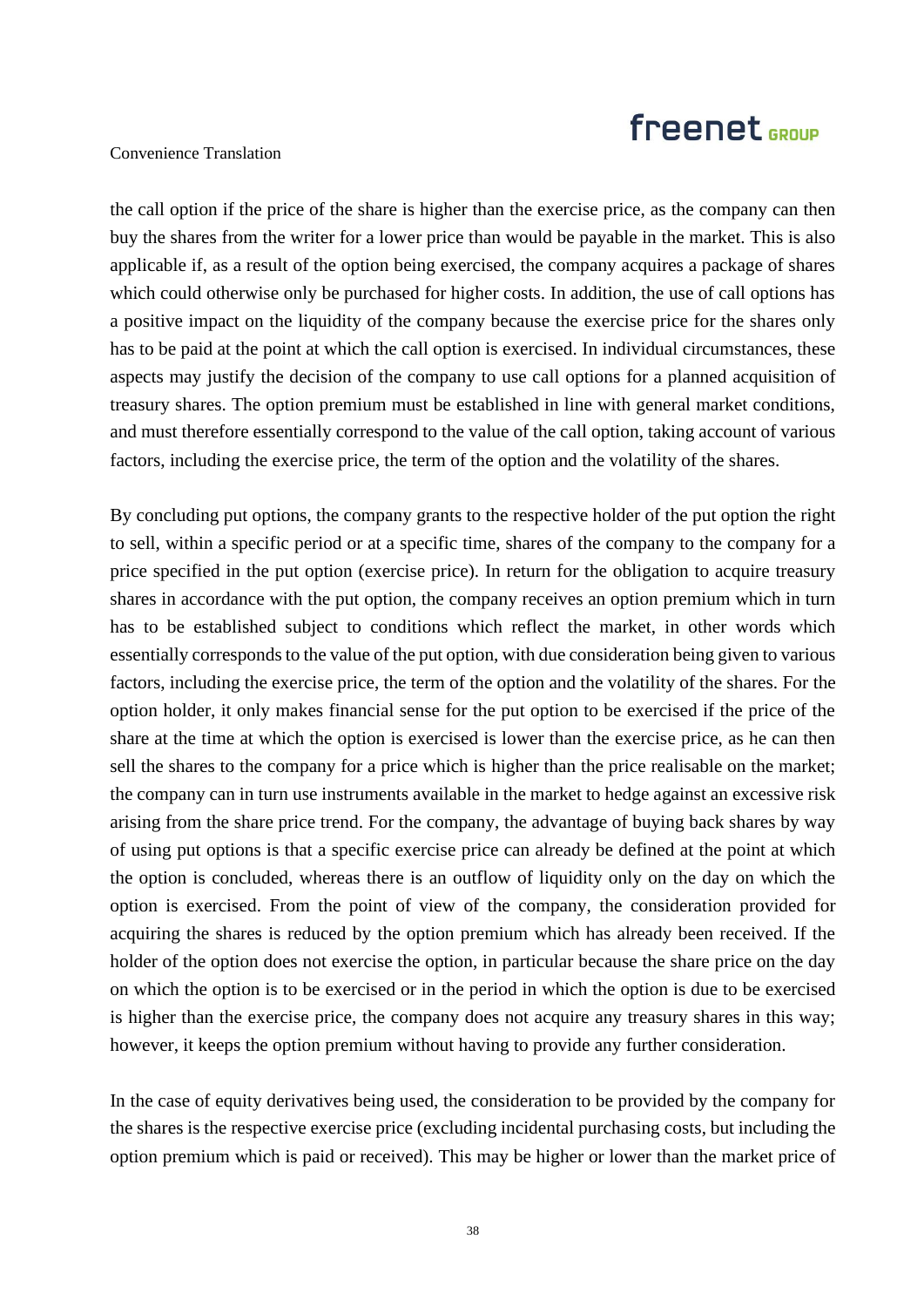the call option if the price of the share is higher than the exercise price, as the company can then buy the shares from the writer for a lower price than would be payable in the market. This is also applicable if, as a result of the option being exercised, the company acquires a package of shares which could otherwise only be purchased for higher costs. In addition, the use of call options has a positive impact on the liquidity of the company because the exercise price for the shares only has to be paid at the point at which the call option is exercised. In individual circumstances, these aspects may justify the decision of the company to use call options for a planned acquisition of treasury shares. The option premium must be established in line with general market conditions, and must therefore essentially correspond to the value of the call option, taking account of various factors, including the exercise price, the term of the option and the volatility of the shares.

By concluding put options, the company grants to the respective holder of the put option the right to sell, within a specific period or at a specific time, shares of the company to the company for a price specified in the put option (exercise price). In return for the obligation to acquire treasury shares in accordance with the put option, the company receives an option premium which in turn has to be established subject to conditions which reflect the market, in other words which essentially corresponds to the value of the put option, with due consideration being given to various factors, including the exercise price, the term of the option and the volatility of the shares. For the option holder, it only makes financial sense for the put option to be exercised if the price of the share at the time at which the option is exercised is lower than the exercise price, as he can then sell the shares to the company for a price which is higher than the price realisable on the market; the company can in turn use instruments available in the market to hedge against an excessive risk arising from the share price trend. For the company, the advantage of buying back shares by way of using put options is that a specific exercise price can already be defined at the point at which the option is concluded, whereas there is an outflow of liquidity only on the day on which the option is exercised. From the point of view of the company, the consideration provided for acquiring the shares is reduced by the option premium which has already been received. If the holder of the option does not exercise the option, in particular because the share price on the day on which the option is to be exercised or in the period in which the option is due to be exercised is higher than the exercise price, the company does not acquire any treasury shares in this way; however, it keeps the option premium without having to provide any further consideration.

In the case of equity derivatives being used, the consideration to be provided by the company for the shares is the respective exercise price (excluding incidental purchasing costs, but including the option premium which is paid or received). This may be higher or lower than the market price of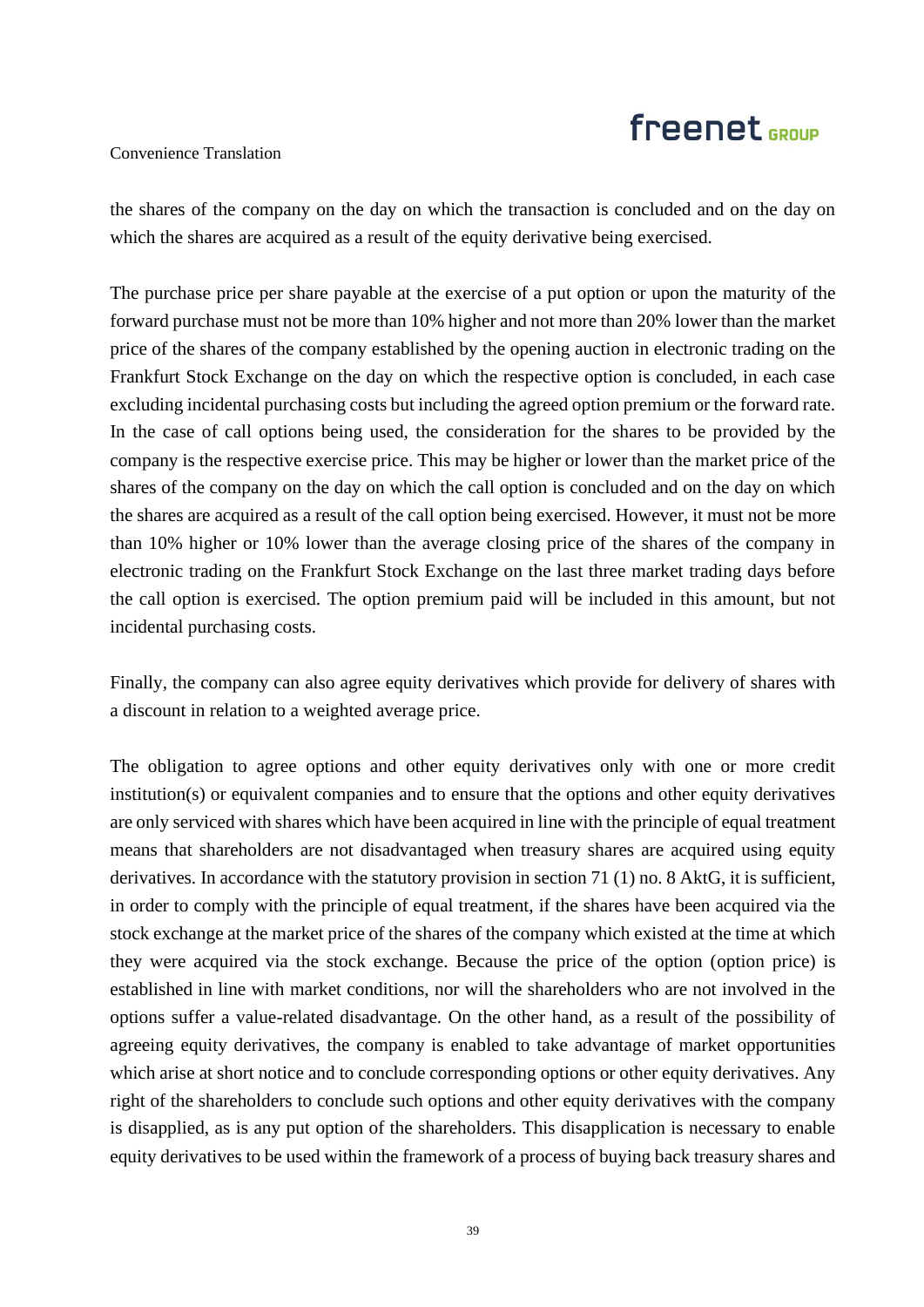the shares of the company on the day on which the transaction is concluded and on the day on which the shares are acquired as a result of the equity derivative being exercised.

The purchase price per share payable at the exercise of a put option or upon the maturity of the forward purchase must not be more than 10% higher and not more than 20% lower than the market price of the shares of the company established by the opening auction in electronic trading on the Frankfurt Stock Exchange on the day on which the respective option is concluded, in each case excluding incidental purchasing costs but including the agreed option premium or the forward rate. In the case of call options being used, the consideration for the shares to be provided by the company is the respective exercise price. This may be higher or lower than the market price of the shares of the company on the day on which the call option is concluded and on the day on which the shares are acquired as a result of the call option being exercised. However, it must not be more than 10% higher or 10% lower than the average closing price of the shares of the company in electronic trading on the Frankfurt Stock Exchange on the last three market trading days before the call option is exercised. The option premium paid will be included in this amount, but not incidental purchasing costs.

Finally, the company can also agree equity derivatives which provide for delivery of shares with a discount in relation to a weighted average price.

The obligation to agree options and other equity derivatives only with one or more credit institution(s) or equivalent companies and to ensure that the options and other equity derivatives are only serviced with shares which have been acquired in line with the principle of equal treatment means that shareholders are not disadvantaged when treasury shares are acquired using equity derivatives. In accordance with the statutory provision in section 71 (1) no. 8 AktG, it is sufficient, in order to comply with the principle of equal treatment, if the shares have been acquired via the stock exchange at the market price of the shares of the company which existed at the time at which they were acquired via the stock exchange. Because the price of the option (option price) is established in line with market conditions, nor will the shareholders who are not involved in the options suffer a value-related disadvantage. On the other hand, as a result of the possibility of agreeing equity derivatives, the company is enabled to take advantage of market opportunities which arise at short notice and to conclude corresponding options or other equity derivatives. Any right of the shareholders to conclude such options and other equity derivatives with the company is disapplied, as is any put option of the shareholders. This disapplication is necessary to enable equity derivatives to be used within the framework of a process of buying back treasury shares and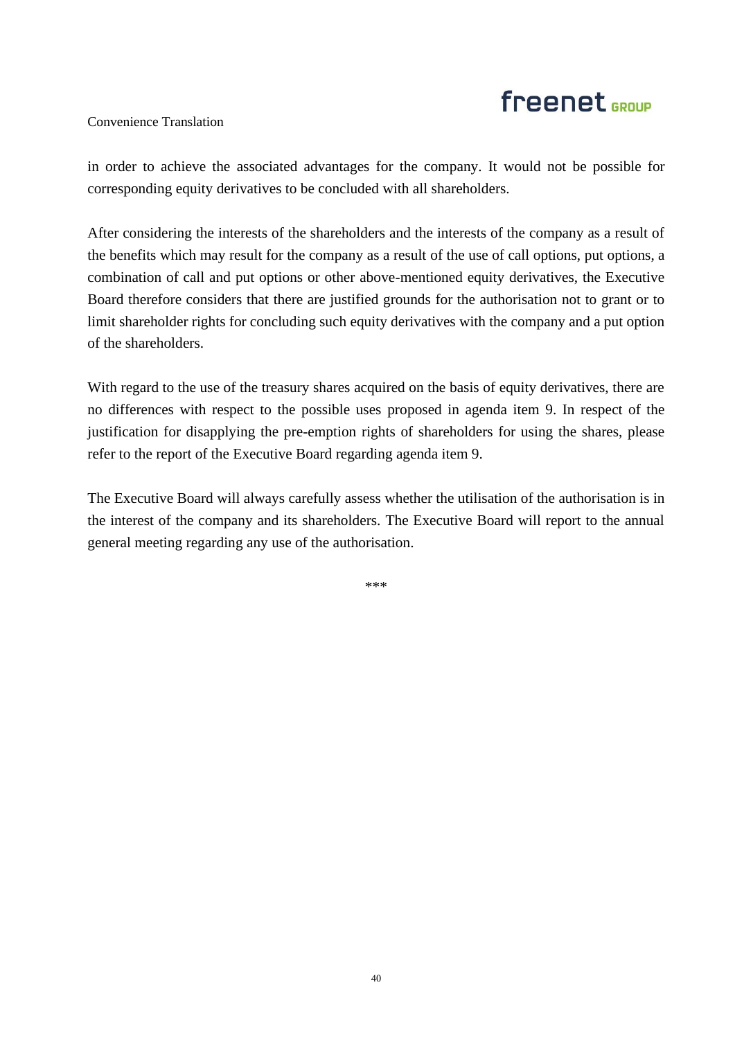in order to achieve the associated advantages for the company. It would not be possible for corresponding equity derivatives to be concluded with all shareholders.

After considering the interests of the shareholders and the interests of the company as a result of the benefits which may result for the company as a result of the use of call options, put options, a combination of call and put options or other above-mentioned equity derivatives, the Executive Board therefore considers that there are justified grounds for the authorisation not to grant or to limit shareholder rights for concluding such equity derivatives with the company and a put option of the shareholders.

With regard to the use of the treasury shares acquired on the basis of equity derivatives, there are no differences with respect to the possible uses proposed in agenda item 9. In respect of the justification for disapplying the pre-emption rights of shareholders for using the shares, please refer to the report of the Executive Board regarding agenda item 9.

The Executive Board will always carefully assess whether the utilisation of the authorisation is in the interest of the company and its shareholders. The Executive Board will report to the annual general meeting regarding any use of the authorisation.

***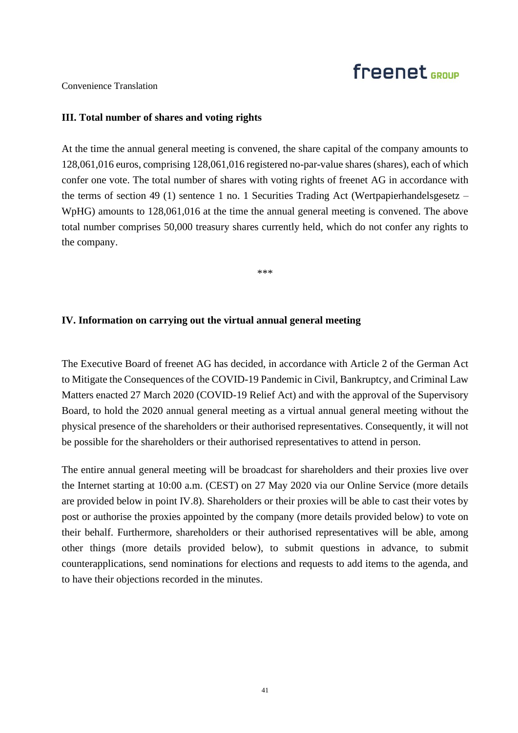Convenience Translation

### III. Total number of shares and voting rights

At the time the annual general meeting is convened, the share capital of the company amounts to 128,061,016 euros, comprising 128,061,016 registered no-par-value shares (shares), each of which confer one vote. The total number of shares with voting rights of freenet AG in accordance with the terms of section 49 (1) sentence 1 no. 1 Securities Trading Act (Wertpapierhandelsgesetz – WpHG) amounts to 128,061,016 at the time the annual general meeting is convened. The above total number comprises 50,000 treasury shares currently held, which do not confer any rights to the company.

***

### IV. Information on carrying out the virtual annual general meeting

The Executive Board of freenet AG has decided, in accordance with Article 2 of the German Act to Mitigate the Consequences of the COVID-19 Pandemic in Civil, Bankruptcy, and Criminal Law Matters enacted 27 March 2020 (COVID-19 Relief Act) and with the approval of the Supervisory Board, to hold the 2020 annual general meeting as a virtual annual general meeting without the physical presence of the shareholders or their authorised representatives. Consequently, it will not be possible for the shareholders or their authorised representatives to attend in person.

The entire annual general meeting will be broadcast for shareholders and their proxies live over the Internet starting at 10:00 a.m. (CEST) on 27 May 2020 via our Online Service (more details are provided below in point IV.8). Shareholders or their proxies will be able to cast their votes by post or authorise the proxies appointed by the company (more details provided below) to vote on their behalf. Furthermore, shareholders or their authorised representatives will be able, among other things (more details provided below), to submit questions in advance, to submit counterapplications, send nominations for elections and requests to add items to the agenda, and to have their objections recorded in the minutes.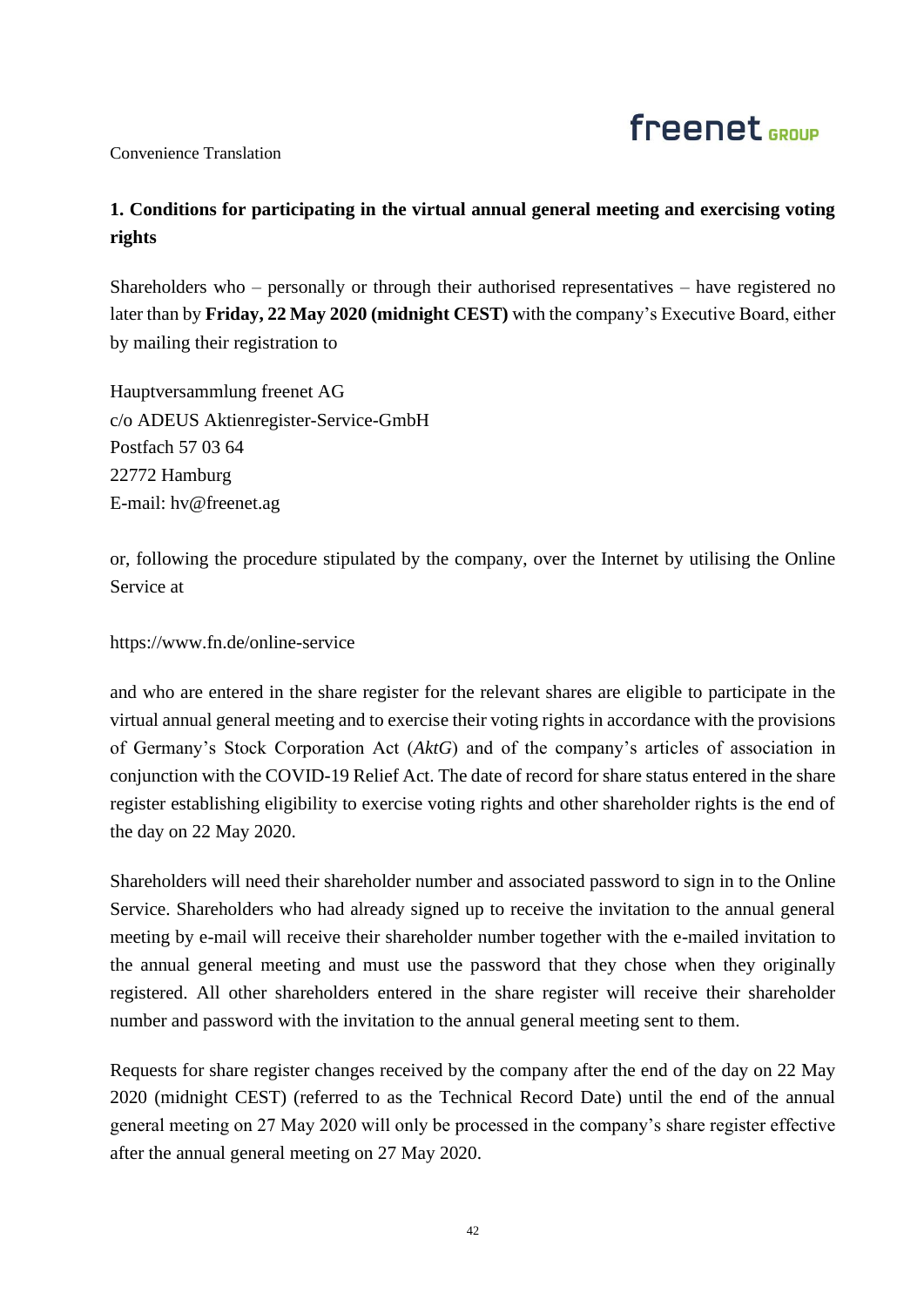Convenience Translation

## 1. Conditions for participating in the virtual annual general meeting and exercising voting rights

Shareholders who – personally or through their authorised representatives – have registered no later than by **Friday, 22 May 2020 (midnight CEST)** with the company's Executive Board, either by mailing their registration to

Hauptversammlung freenet AG
c/o ADEUS Aktienregister-Service-GmbH
Postfach 57 03 64
22772 Hamburg
E-mail: hv@freenet.ag

or, following the procedure stipulated by the company, over the Internet by utilising the Online Service at

https://www.fn.de/online-service

and who are entered in the share register for the relevant shares are eligible to participate in the virtual annual general meeting and to exercise their voting rights in accordance with the provisions of Germany's Stock Corporation Act (*AktG*) and of the company's articles of association in conjunction with the COVID-19 Relief Act. The date of record for share status entered in the share register establishing eligibility to exercise voting rights and other shareholder rights is the end of the day on 22 May 2020.

Shareholders will need their shareholder number and associated password to sign in to the Online Service. Shareholders who had already signed up to receive the invitation to the annual general meeting by e-mail will receive their shareholder number together with the e-mailed invitation to the annual general meeting and must use the password that they chose when they originally registered. All other shareholders entered in the share register will receive their shareholder number and password with the invitation to the annual general meeting sent to them.

Requests for share register changes received by the company after the end of the day on 22 May 2020 (midnight CEST) (referred to as the Technical Record Date) until the end of the annual general meeting on 27 May 2020 will only be processed in the company's share register effective after the annual general meeting on 27 May 2020.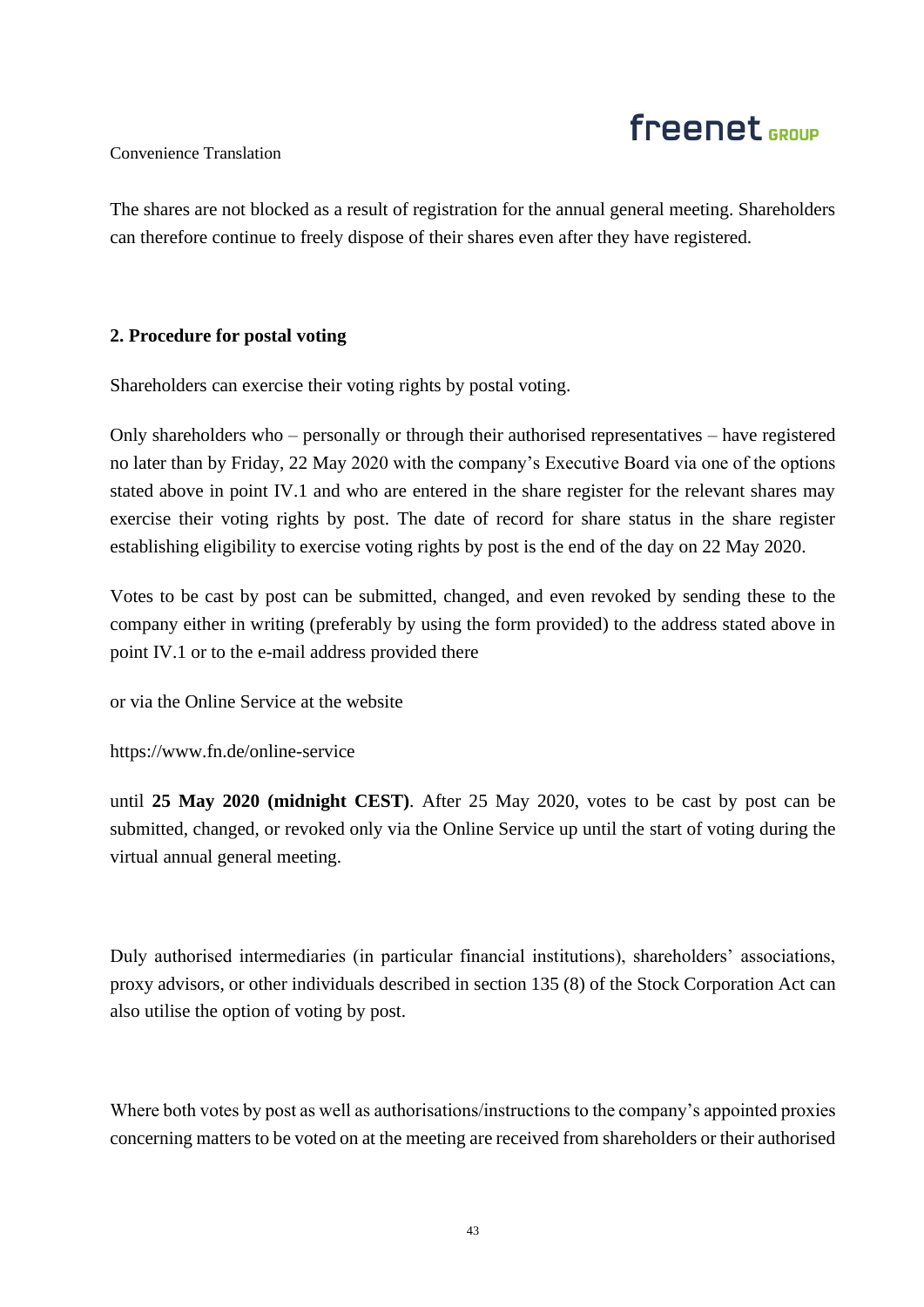Convenience Translation

The shares are not blocked as a result of registration for the annual general meeting. Shareholders can therefore continue to freely dispose of their shares even after they have registered.

**2. Procedure for postal voting**

Shareholders can exercise their voting rights by postal voting.

Only shareholders who – personally or through their authorised representatives – have registered no later than by Friday, 22 May 2020 with the company's Executive Board via one of the options stated above in point IV.1 and who are entered in the share register for the relevant shares may exercise their voting rights by post. The date of record for share status in the share register establishing eligibility to exercise voting rights by post is the end of the day on 22 May 2020.

Votes to be cast by post can be submitted, changed, and even revoked by sending these to the company either in writing (preferably by using the form provided) to the address stated above in point IV.1 or to the e-mail address provided there

or via the Online Service at the website

https://www.fn.de/online-service

until **25 May 2020 (midnight CEST)**. After 25 May 2020, votes to be cast by post can be submitted, changed, or revoked only via the Online Service up until the start of voting during the virtual annual general meeting.

Duly authorised intermediaries (in particular financial institutions), shareholders' associations, proxy advisors, or other individuals described in section 135 (8) of the Stock Corporation Act can also utilise the option of voting by post.

Where both votes by post as well as authorisations/instructions to the company's appointed proxies concerning matters to be voted on at the meeting are received from shareholders or their authorised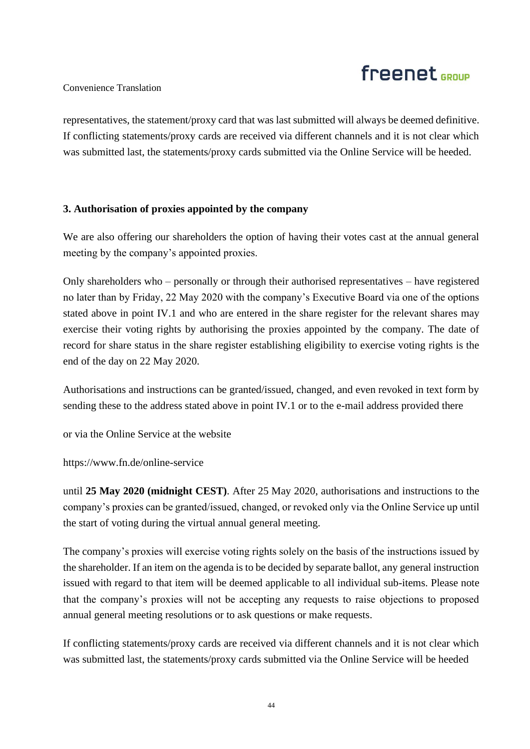representatives, the statement/proxy card that was last submitted will always be deemed definitive. If conflicting statements/proxy cards are received via different channels and it is not clear which was submitted last, the statements/proxy cards submitted via the Online Service will be heeded.

### 3. Authorisation of proxies appointed by the company

We are also offering our shareholders the option of having their votes cast at the annual general meeting by the company's appointed proxies.

Only shareholders who – personally or through their authorised representatives – have registered no later than by Friday, 22 May 2020 with the company's Executive Board via one of the options stated above in point IV.1 and who are entered in the share register for the relevant shares may exercise their voting rights by authorising the proxies appointed by the company. The date of record for share status in the share register establishing eligibility to exercise voting rights is the end of the day on 22 May 2020.

Authorisations and instructions can be granted/issued, changed, and even revoked in text form by sending these to the address stated above in point IV.1 or to the e-mail address provided there

or via the Online Service at the website

https://www.fn.de/online-service

until **25 May 2020 (midnight CEST)**. After 25 May 2020, authorisations and instructions to the company's proxies can be granted/issued, changed, or revoked only via the Online Service up until the start of voting during the virtual annual general meeting.

The company's proxies will exercise voting rights solely on the basis of the instructions issued by the shareholder. If an item on the agenda is to be decided by separate ballot, any general instruction issued with regard to that item will be deemed applicable to all individual sub-items. Please note that the company's proxies will not be accepting any requests to raise objections to proposed annual general meeting resolutions or to ask questions or make requests.

If conflicting statements/proxy cards are received via different channels and it is not clear which was submitted last, the statements/proxy cards submitted via the Online Service will be heeded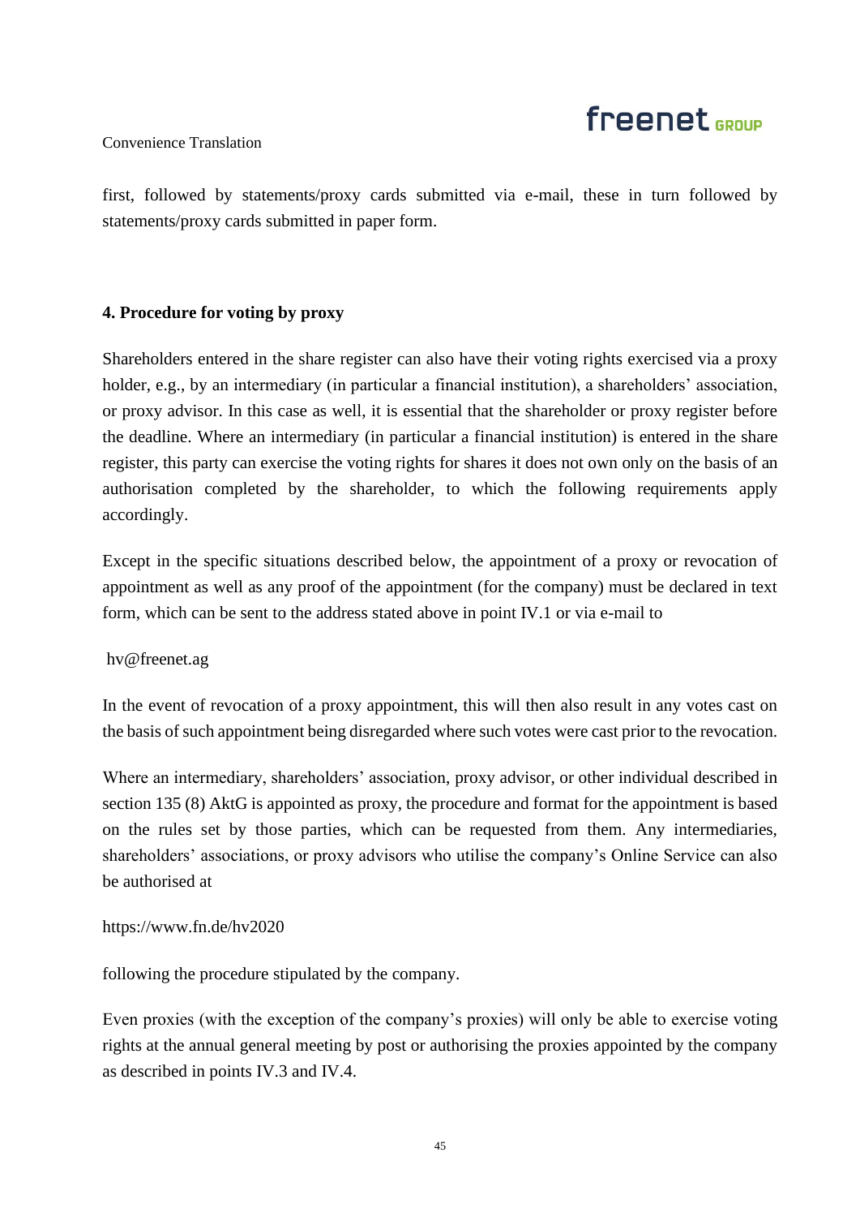first, followed by statements/proxy cards submitted via e-mail, these in turn followed by statements/proxy cards submitted in paper form.

**4. Procedure for voting by proxy**

Shareholders entered in the share register can also have their voting rights exercised via a proxy holder, e.g., by an intermediary (in particular a financial institution), a shareholders' association, or proxy advisor. In this case as well, it is essential that the shareholder or proxy register before the deadline. Where an intermediary (in particular a financial institution) is entered in the share register, this party can exercise the voting rights for shares it does not own only on the basis of an authorisation completed by the shareholder, to which the following requirements apply accordingly.

Except in the specific situations described below, the appointment of a proxy or revocation of appointment as well as any proof of the appointment (for the company) must be declared in text form, which can be sent to the address stated above in point IV.1 or via e-mail to

hv@freenet.ag

In the event of revocation of a proxy appointment, this will then also result in any votes cast on the basis of such appointment being disregarded where such votes were cast prior to the revocation.

Where an intermediary, shareholders' association, proxy advisor, or other individual described in section 135 (8) AktG is appointed as proxy, the procedure and format for the appointment is based on the rules set by those parties, which can be requested from them. Any intermediaries, shareholders' associations, or proxy advisors who utilise the company's Online Service can also be authorised at

https://www.fn.de/hv2020

following the procedure stipulated by the company.

Even proxies (with the exception of the company's proxies) will only be able to exercise voting rights at the annual general meeting by post or authorising the proxies appointed by the company as described in points IV.3 and IV.4.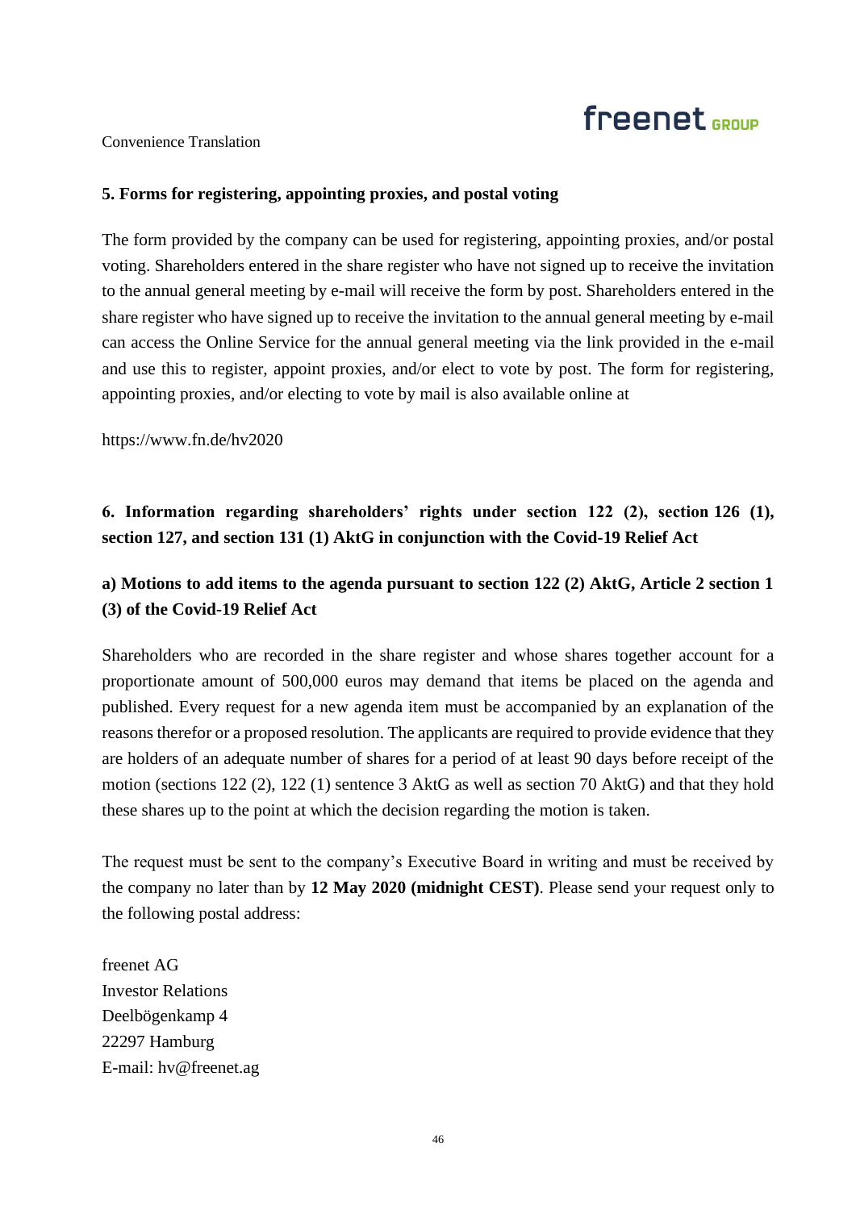Convenience Translation

**5. Forms for registering, appointing proxies, and postal voting**

The form provided by the company can be used for registering, appointing proxies, and/or postal voting. Shareholders entered in the share register who have not signed up to receive the invitation to the annual general meeting by e-mail will receive the form by post. Shareholders entered in the share register who have signed up to receive the invitation to the annual general meeting by e-mail can access the Online Service for the annual general meeting via the link provided in the e-mail and use this to register, appoint proxies, and/or elect to vote by post. The form for registering, appointing proxies, and/or electing to vote by mail is also available online at

https://www.fn.de/hv2020

**6. Information regarding shareholders' rights under section 122 (2), section 126 (1), section 127, and section 131 (1) AktG in conjunction with the Covid-19 Relief Act**

**a) Motions to add items to the agenda pursuant to section 122 (2) AktG, Article 2 section 1 (3) of the Covid-19 Relief Act**

Shareholders who are recorded in the share register and whose shares together account for a proportionate amount of 500,000 euros may demand that items be placed on the agenda and published. Every request for a new agenda item must be accompanied by an explanation of the reasons therefor or a proposed resolution. The applicants are required to provide evidence that they are holders of an adequate number of shares for a period of at least 90 days before receipt of the motion (sections 122 (2), 122 (1) sentence 3 AktG as well as section 70 AktG) and that they hold these shares up to the point at which the decision regarding the motion is taken.

The request must be sent to the company's Executive Board in writing and must be received by the company no later than by **12 May 2020 (midnight CEST)**. Please send your request only to the following postal address:

freenet AG
Investor Relations
Deelbögenkamp 4
22297 Hamburg
E-mail: hv@freenet.ag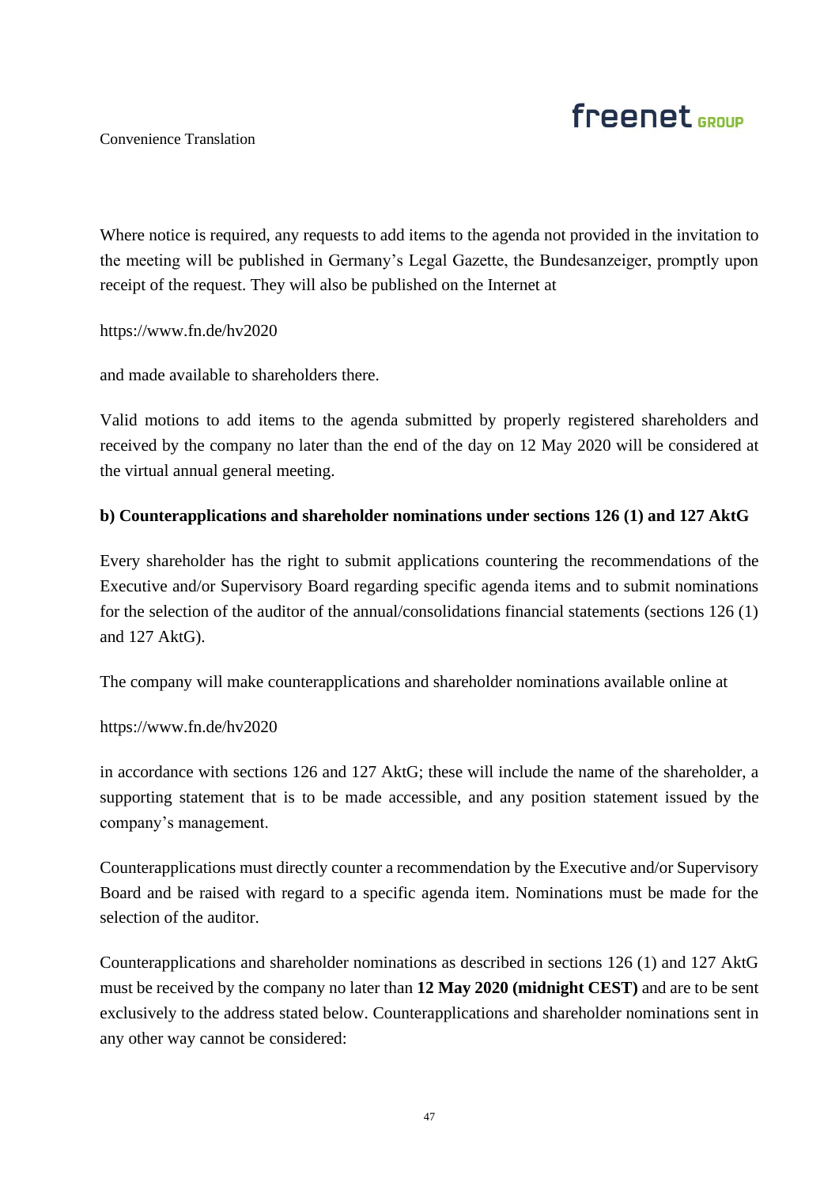Where notice is required, any requests to add items to the agenda not provided in the invitation to the meeting will be published in Germany's Legal Gazette, the Bundesanzeiger, promptly upon receipt of the request. They will also be published on the Internet at

https://www.fn.de/hv2020

and made available to shareholders there.

Valid motions to add items to the agenda submitted by properly registered shareholders and received by the company no later than the end of the day on 12 May 2020 will be considered at the virtual annual general meeting.

**b) Counterapplications and shareholder nominations under sections 126 (1) and 127 AktG**

Every shareholder has the right to submit applications countering the recommendations of the Executive and/or Supervisory Board regarding specific agenda items and to submit nominations for the selection of the auditor of the annual/consolidations financial statements (sections 126 (1) and 127 AktG).

The company will make counterapplications and shareholder nominations available online at

https://www.fn.de/hv2020

in accordance with sections 126 and 127 AktG; these will include the name of the shareholder, a supporting statement that is to be made accessible, and any position statement issued by the company's management.

Counterapplications must directly counter a recommendation by the Executive and/or Supervisory Board and be raised with regard to a specific agenda item. Nominations must be made for the selection of the auditor.

Counterapplications and shareholder nominations as described in sections 126 (1) and 127 AktG must be received by the company no later than **12 May 2020 (midnight CEST)** and are to be sent exclusively to the address stated below. Counterapplications and shareholder nominations sent in any other way cannot be considered: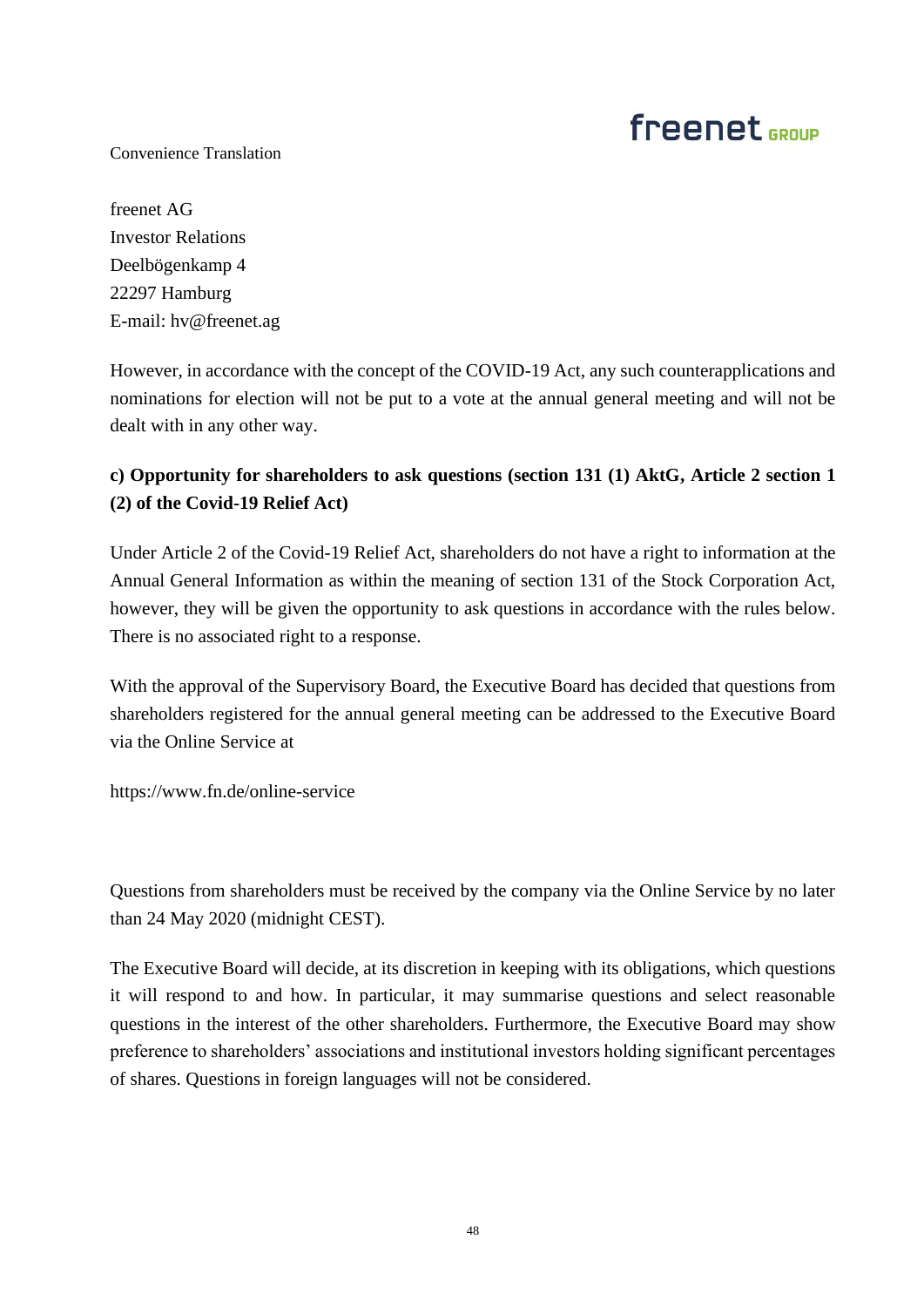Convenience Translation

freenet AG
Investor Relations
Deelbögenkamp 4
22297 Hamburg
E-mail: hv@freenet.ag

However, in accordance with the concept of the COVID-19 Act, any such counterapplications and nominations for election will not be put to a vote at the annual general meeting and will not be dealt with in any other way.

**c) Opportunity for shareholders to ask questions (section 131 (1) AktG, Article 2 section 1 (2) of the Covid-19 Relief Act)**

Under Article 2 of the Covid-19 Relief Act, shareholders do not have a right to information at the Annual General Information as within the meaning of section 131 of the Stock Corporation Act, however, they will be given the opportunity to ask questions in accordance with the rules below. There is no associated right to a response.

With the approval of the Supervisory Board, the Executive Board has decided that questions from shareholders registered for the annual general meeting can be addressed to the Executive Board via the Online Service at

https://www.fn.de/online-service

Questions from shareholders must be received by the company via the Online Service by no later than 24 May 2020 (midnight CEST).

The Executive Board will decide, at its discretion in keeping with its obligations, which questions it will respond to and how. In particular, it may summarise questions and select reasonable questions in the interest of the other shareholders. Furthermore, the Executive Board may show preference to shareholders' associations and institutional investors holding significant percentages of shares. Questions in foreign languages will not be considered.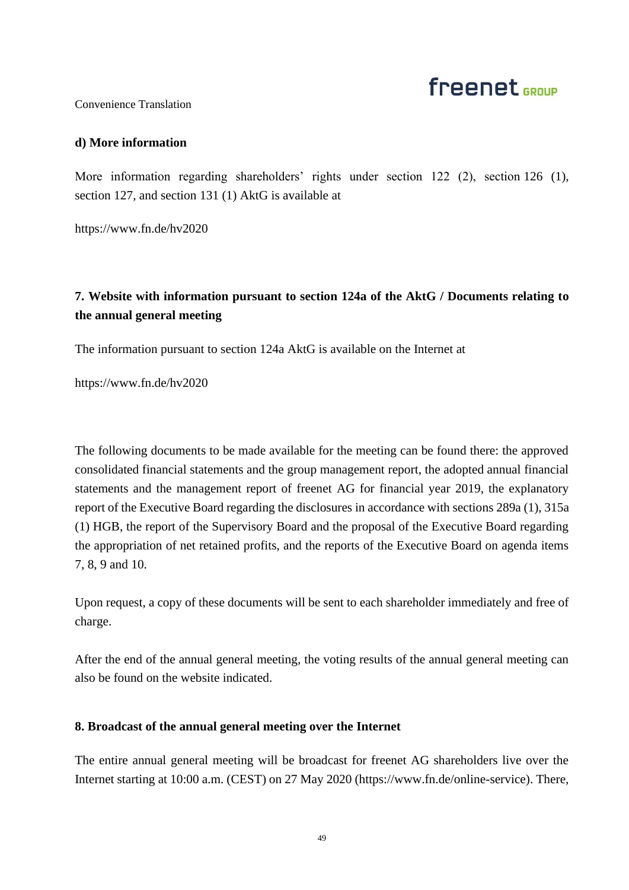Convenience Translation

#### d) More information

More information regarding shareholders' rights under section 122 (2), section 126 (1), section 127, and section 131 (1) AktG is available at

https://www.fn.de/hv2020

### 7. Website with information pursuant to section 124a of the AktG / Documents relating to the annual general meeting

The information pursuant to section 124a AktG is available on the Internet at

https://www.fn.de/hv2020

The following documents to be made available for the meeting can be found there: the approved consolidated financial statements and the group management report, the adopted annual financial statements and the management report of freenet AG for financial year 2019, the explanatory report of the Executive Board regarding the disclosures in accordance with sections 289a (1), 315a (1) HGB, the report of the Supervisory Board and the proposal of the Executive Board regarding the appropriation of net retained profits, and the reports of the Executive Board on agenda items 7, 8, 9 and 10.

Upon request, a copy of these documents will be sent to each shareholder immediately and free of charge.

After the end of the annual general meeting, the voting results of the annual general meeting can also be found on the website indicated.

### 8. Broadcast of the annual general meeting over the Internet

The entire annual general meeting will be broadcast for freenet AG shareholders live over the Internet starting at 10:00 a.m. (CEST) on 27 May 2020 (https://www.fn.de/online-service). There,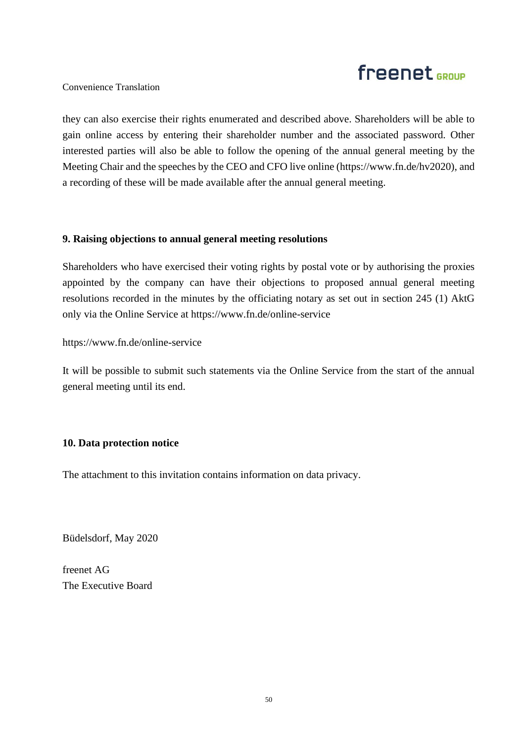they can also exercise their rights enumerated and described above. Shareholders will be able to gain online access by entering their shareholder number and the associated password. Other interested parties will also be able to follow the opening of the annual general meeting by the Meeting Chair and the speeches by the CEO and CFO live online (https://www.fn.de/hv2020), and a recording of these will be made available after the annual general meeting.

**9. Raising objections to annual general meeting resolutions**

Shareholders who have exercised their voting rights by postal vote or by authorising the proxies appointed by the company can have their objections to proposed annual general meeting resolutions recorded in the minutes by the officiating notary as set out in section 245 (1) AktG only via the Online Service at https://www.fn.de/online-service

https://www.fn.de/online-service

It will be possible to submit such statements via the Online Service from the start of the annual general meeting until its end.

**10. Data protection notice**

The attachment to this invitation contains information on data privacy.

Büdelsdorf, May 2020

freenet AG
The Executive Board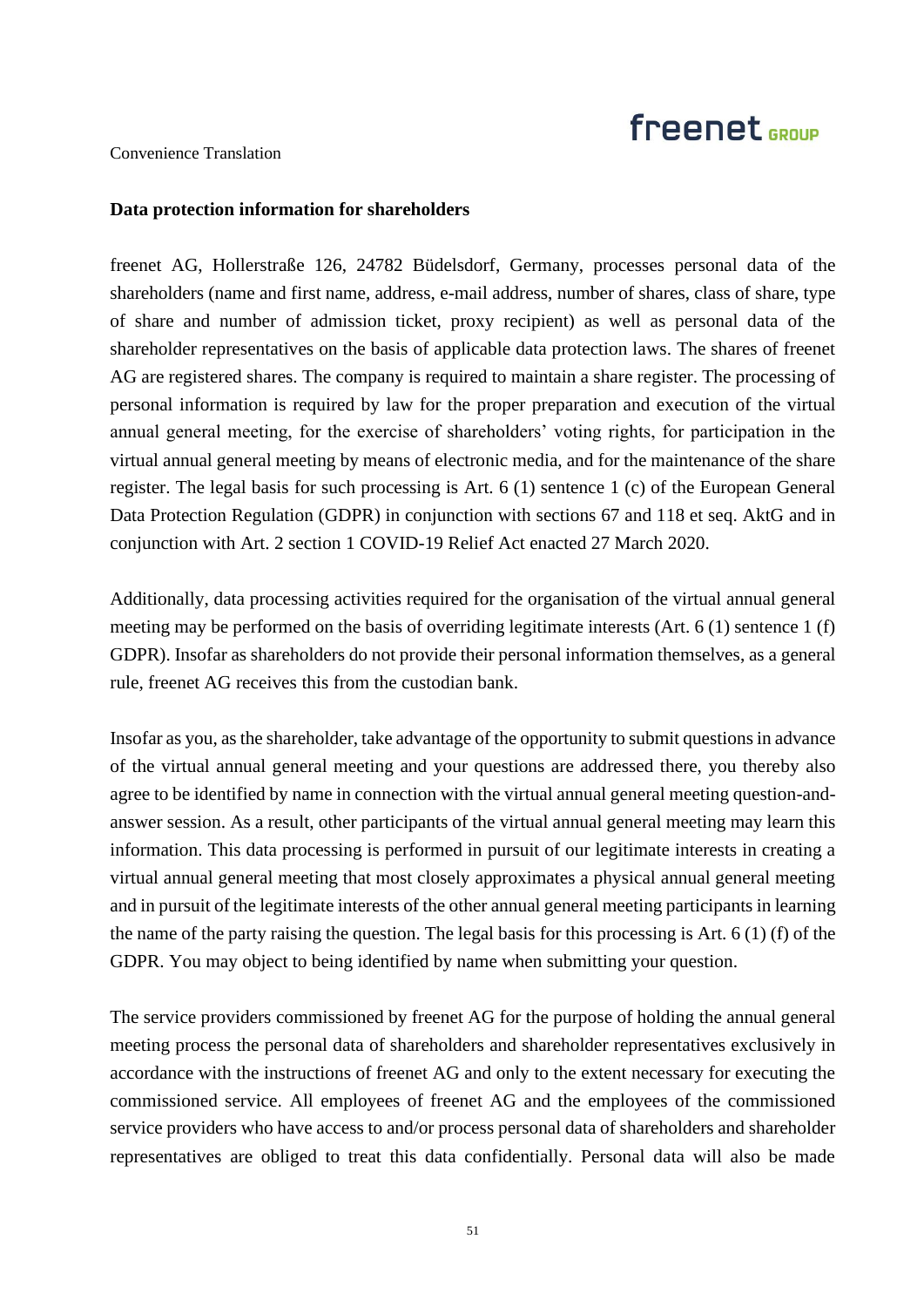Convenience Translation

**Data protection information for shareholders**

freenet AG, Hollerstraße 126, 24782 Büdelsdorf, Germany, processes personal data of the shareholders (name and first name, address, e-mail address, number of shares, class of share, type of share and number of admission ticket, proxy recipient) as well as personal data of the shareholder representatives on the basis of applicable data protection laws. The shares of freenet AG are registered shares. The company is required to maintain a share register. The processing of personal information is required by law for the proper preparation and execution of the virtual annual general meeting, for the exercise of shareholders' voting rights, for participation in the virtual annual general meeting by means of electronic media, and for the maintenance of the share register. The legal basis for such processing is Art. 6 (1) sentence 1 (c) of the European General Data Protection Regulation (GDPR) in conjunction with sections 67 and 118 et seq. AktG and in conjunction with Art. 2 section 1 COVID-19 Relief Act enacted 27 March 2020.

Additionally, data processing activities required for the organisation of the virtual annual general meeting may be performed on the basis of overriding legitimate interests (Art. 6 (1) sentence 1 (f) GDPR). Insofar as shareholders do not provide their personal information themselves, as a general rule, freenet AG receives this from the custodian bank.

Insofar as you, as the shareholder, take advantage of the opportunity to submit questions in advance of the virtual annual general meeting and your questions are addressed there, you thereby also agree to be identified by name in connection with the virtual annual general meeting question-and-answer session. As a result, other participants of the virtual annual general meeting may learn this information. This data processing is performed in pursuit of our legitimate interests in creating a virtual annual general meeting that most closely approximates a physical annual general meeting and in pursuit of the legitimate interests of the other annual general meeting participants in learning the name of the party raising the question. The legal basis for this processing is Art. 6 (1) (f) of the GDPR. You may object to being identified by name when submitting your question.

The service providers commissioned by freenet AG for the purpose of holding the annual general meeting process the personal data of shareholders and shareholder representatives exclusively in accordance with the instructions of freenet AG and only to the extent necessary for executing the commissioned service. All employees of freenet AG and the employees of the commissioned service providers who have access to and/or process personal data of shareholders and shareholder representatives are obliged to treat this data confidentially. Personal data will also be made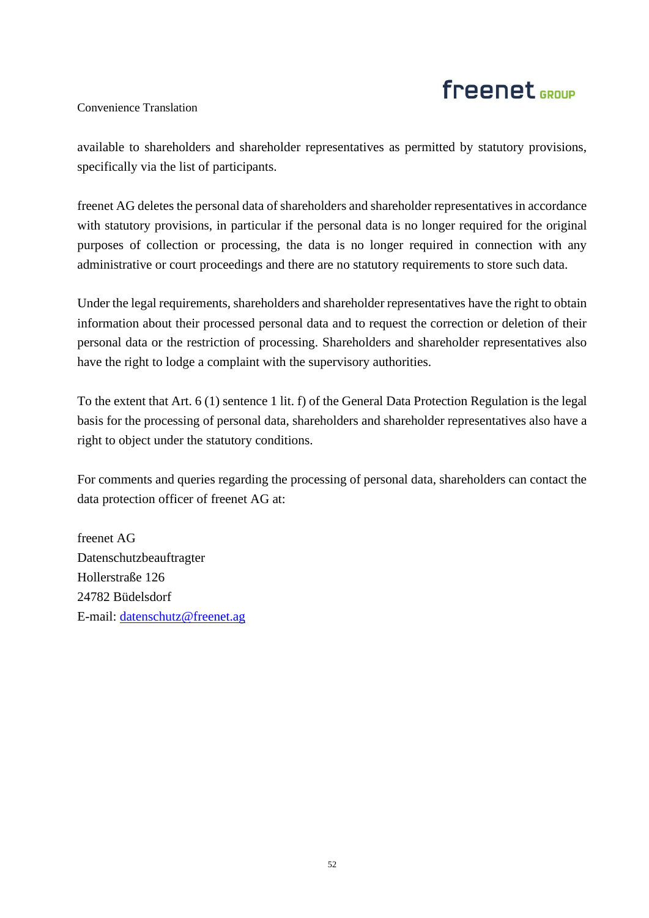available to shareholders and shareholder representatives as permitted by statutory provisions, specifically via the list of participants.

freenet AG deletes the personal data of shareholders and shareholder representatives in accordance with statutory provisions, in particular if the personal data is no longer required for the original purposes of collection or processing, the data is no longer required in connection with any administrative or court proceedings and there are no statutory requirements to store such data.

Under the legal requirements, shareholders and shareholder representatives have the right to obtain information about their processed personal data and to request the correction or deletion of their personal data or the restriction of processing. Shareholders and shareholder representatives also have the right to lodge a complaint with the supervisory authorities.

To the extent that Art. 6 (1) sentence 1 lit. f) of the General Data Protection Regulation is the legal basis for the processing of personal data, shareholders and shareholder representatives also have a right to object under the statutory conditions.

For comments and queries regarding the processing of personal data, shareholders can contact the data protection officer of freenet AG at:

freenet AG  
Datenschutzbeauftragter  
Hollerstraße 126  
24782 Büdelsdorf  
E-mail: datenschutz@freenet.ag